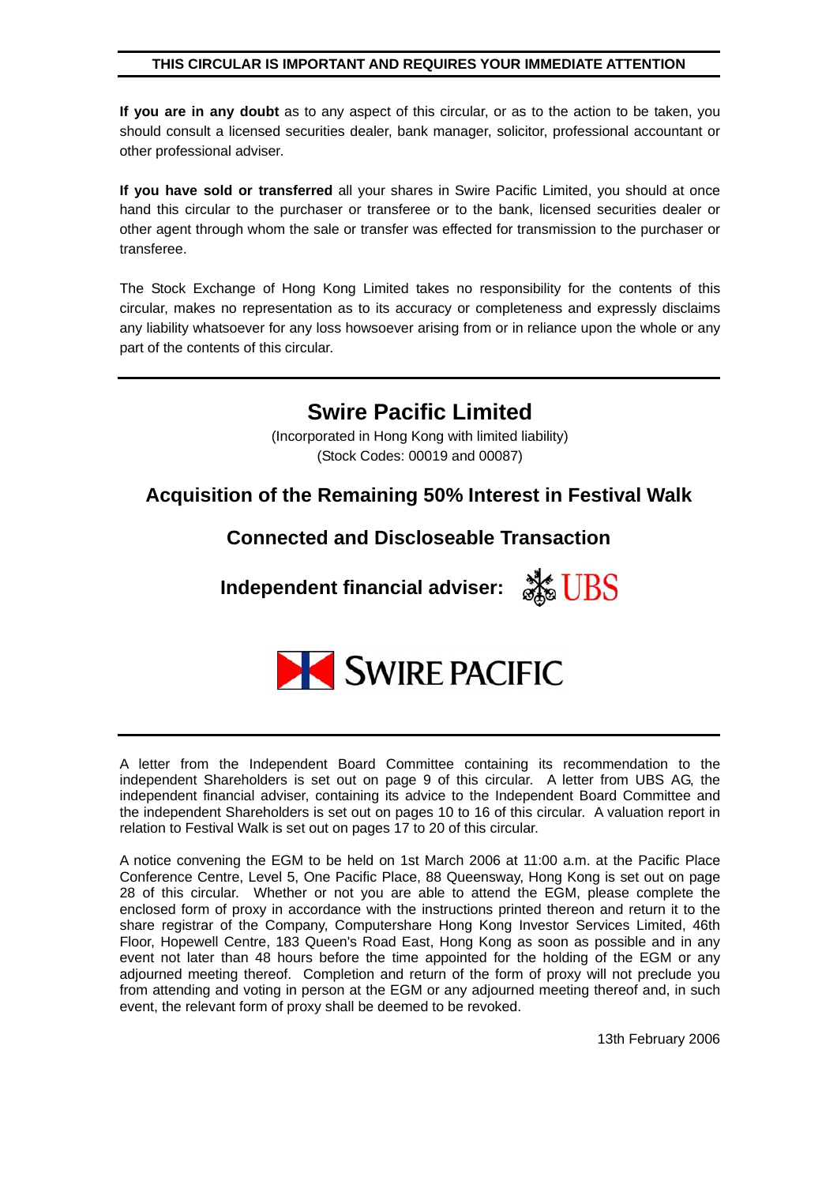**THIS CIRCULAR IS IMPORTANT AND REQUIRES YOUR IMMEDIATE ATTENTION**

**If you are in any doubt** as to any aspect of this circular, or as to the action to be taken, you should consult a licensed securities dealer, bank manager, solicitor, professional accountant or other professional adviser.

**If you have sold or transferred** all your shares in Swire Pacific Limited, you should at once hand this circular to the purchaser or transferee or to the bank, licensed securities dealer or other agent through whom the sale or transfer was effected for transmission to the purchaser or transferee.

The Stock Exchange of Hong Kong Limited takes no responsibility for the contents of this circular, makes no representation as to its accuracy or completeness and expressly disclaims any liability whatsoever for any loss howsoever arising from or in reliance upon the whole or any part of the contents of this circular.

# Swire Pacific Limited

(Incorporated in Hong Kong with limited liability)
(Stock Codes: 00019 and 00087)

## Acquisition of the Remaining 50% Interest in Festival Walk

## Connected and Discloseable Transaction

**Independent financial adviser:** UBS

SWIRE PACIFIC

A letter from the Independent Board Committee containing its recommendation to the independent Shareholders is set out on page 9 of this circular. A letter from UBS AG, the independent financial adviser, containing its advice to the Independent Board Committee and the independent Shareholders is set out on pages 10 to 16 of this circular. A valuation report in relation to Festival Walk is set out on pages 17 to 20 of this circular.

A notice convening the EGM to be held on 1st March 2006 at 11:00 a.m. at the Pacific Place Conference Centre, Level 5, One Pacific Place, 88 Queensway, Hong Kong is set out on page 28 of this circular. Whether or not you are able to attend the EGM, please complete the enclosed form of proxy in accordance with the instructions printed thereon and return it to the share registrar of the Company, Computershare Hong Kong Investor Services Limited, 46th Floor, Hopewell Centre, 183 Queen's Road East, Hong Kong as soon as possible and in any event not later than 48 hours before the time appointed for the holding of the EGM or any adjourned meeting thereof. Completion and return of the form of proxy will not preclude you from attending and voting in person at the EGM or any adjourned meeting thereof and, in such event, the relevant form of proxy shall be deemed to be revoked.

13th February 2006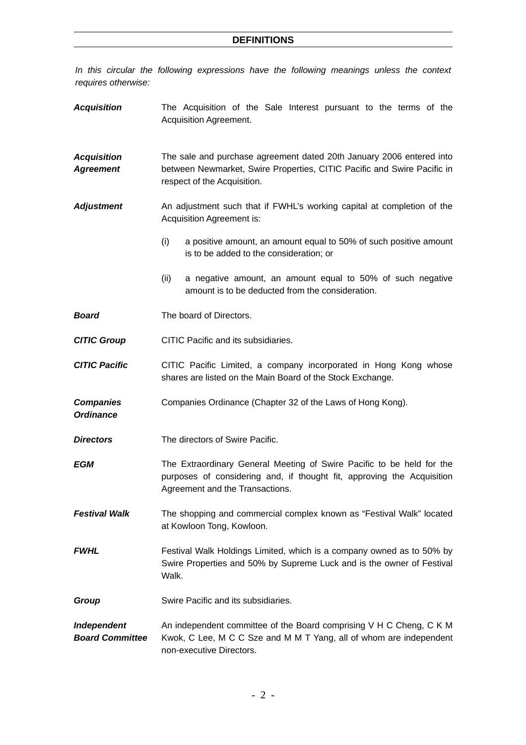## DEFINITIONS

*In this circular the following expressions have the following meanings unless the context requires otherwise:*

***Acquisition*** The Acquisition of the Sale Interest pursuant to the terms of the Acquisition Agreement.

***Acquisition Agreement*** The sale and purchase agreement dated 20th January 2006 entered into between Newmarket, Swire Properties, CITIC Pacific and Swire Pacific in respect of the Acquisition.

***Adjustment*** An adjustment such that if FWHL's working capital at completion of the Acquisition Agreement is:

(i) a positive amount, an amount equal to 50% of such positive amount is to be added to the consideration; or

(ii) a negative amount, an amount equal to 50% of such negative amount is to be deducted from the consideration.

***Board*** The board of Directors.

***CITIC Group*** CITIC Pacific and its subsidiaries.

***CITIC Pacific*** CITIC Pacific Limited, a company incorporated in Hong Kong whose shares are listed on the Main Board of the Stock Exchange.

***Companies Ordinance*** Companies Ordinance (Chapter 32 of the Laws of Hong Kong).

***Directors*** The directors of Swire Pacific.

***EGM*** The Extraordinary General Meeting of Swire Pacific to be held for the purposes of considering and, if thought fit, approving the Acquisition Agreement and the Transactions.

***Festival Walk*** The shopping and commercial complex known as "Festival Walk" located at Kowloon Tong, Kowloon.

***FWHL*** Festival Walk Holdings Limited, which is a company owned as to 50% by Swire Properties and 50% by Supreme Luck and is the owner of Festival Walk.

***Group*** Swire Pacific and its subsidiaries.

***Independent Board Committee*** An independent committee of the Board comprising V H C Cheng, C K M Kwok, C Lee, M C C Sze and M M T Yang, all of whom are independent non-executive Directors.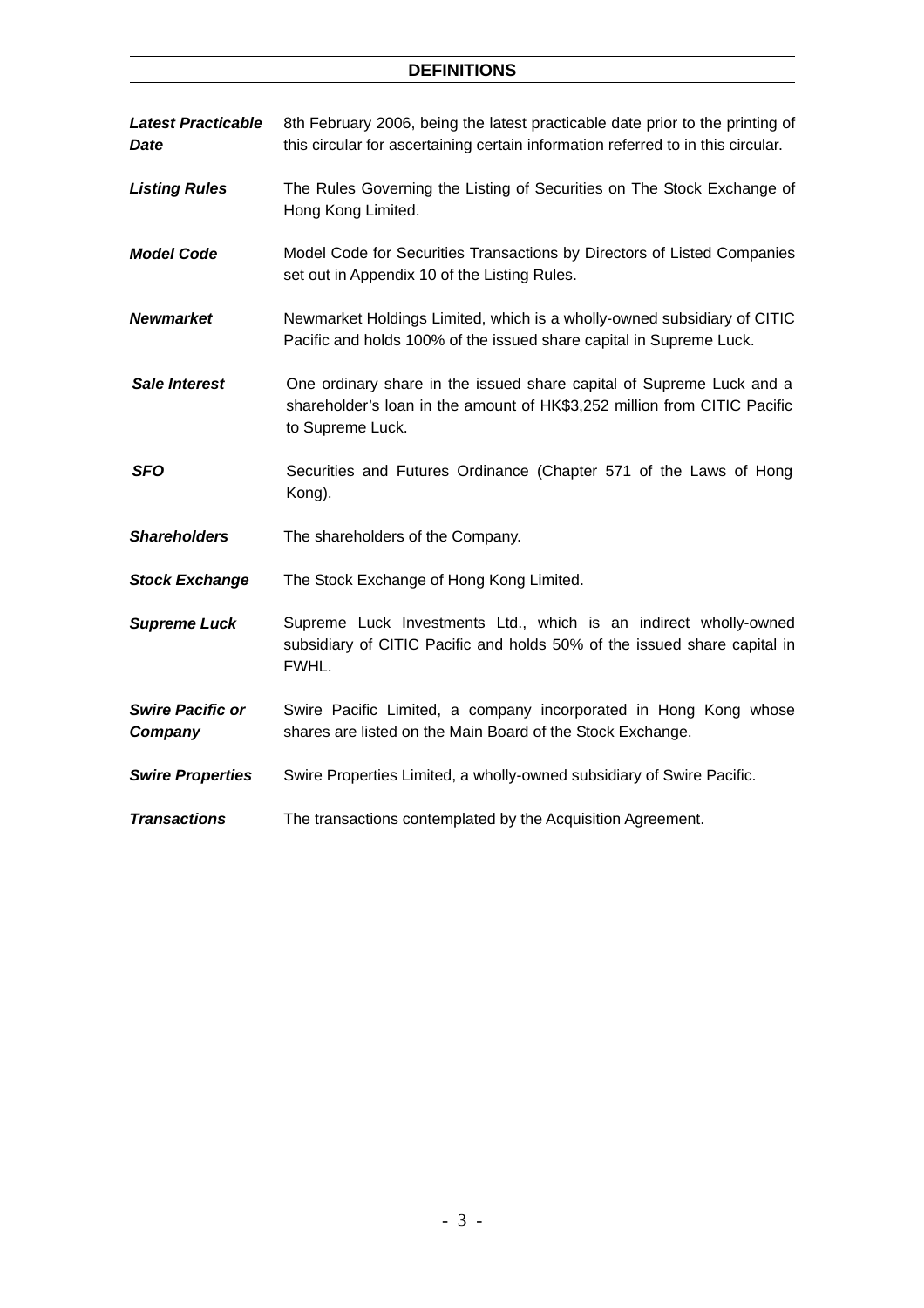## DEFINITIONS

| | |
|---|---|
| ***Latest Practicable Date*** | 8th February 2006, being the latest practicable date prior to the printing of this circular for ascertaining certain information referred to in this circular. |
| ***Listing Rules*** | The Rules Governing the Listing of Securities on The Stock Exchange of Hong Kong Limited. |
| ***Model Code*** | Model Code for Securities Transactions by Directors of Listed Companies set out in Appendix 10 of the Listing Rules. |
| ***Newmarket*** | Newmarket Holdings Limited, which is a wholly-owned subsidiary of CITIC Pacific and holds 100% of the issued share capital in Supreme Luck. |
| ***Sale Interest*** | One ordinary share in the issued share capital of Supreme Luck and a shareholder's loan in the amount of HK$3,252 million from CITIC Pacific to Supreme Luck. |
| ***SFO*** | Securities and Futures Ordinance (Chapter 571 of the Laws of Hong Kong). |
| ***Shareholders*** | The shareholders of the Company. |
| ***Stock Exchange*** | The Stock Exchange of Hong Kong Limited. |
| ***Supreme Luck*** | Supreme Luck Investments Ltd., which is an indirect wholly-owned subsidiary of CITIC Pacific and holds 50% of the issued share capital in FWHL. |
| ***Swire Pacific or Company*** | Swire Pacific Limited, a company incorporated in Hong Kong whose shares are listed on the Main Board of the Stock Exchange. |
| ***Swire Properties*** | Swire Properties Limited, a wholly-owned subsidiary of Swire Pacific. |
| ***Transactions*** | The transactions contemplated by the Acquisition Agreement. |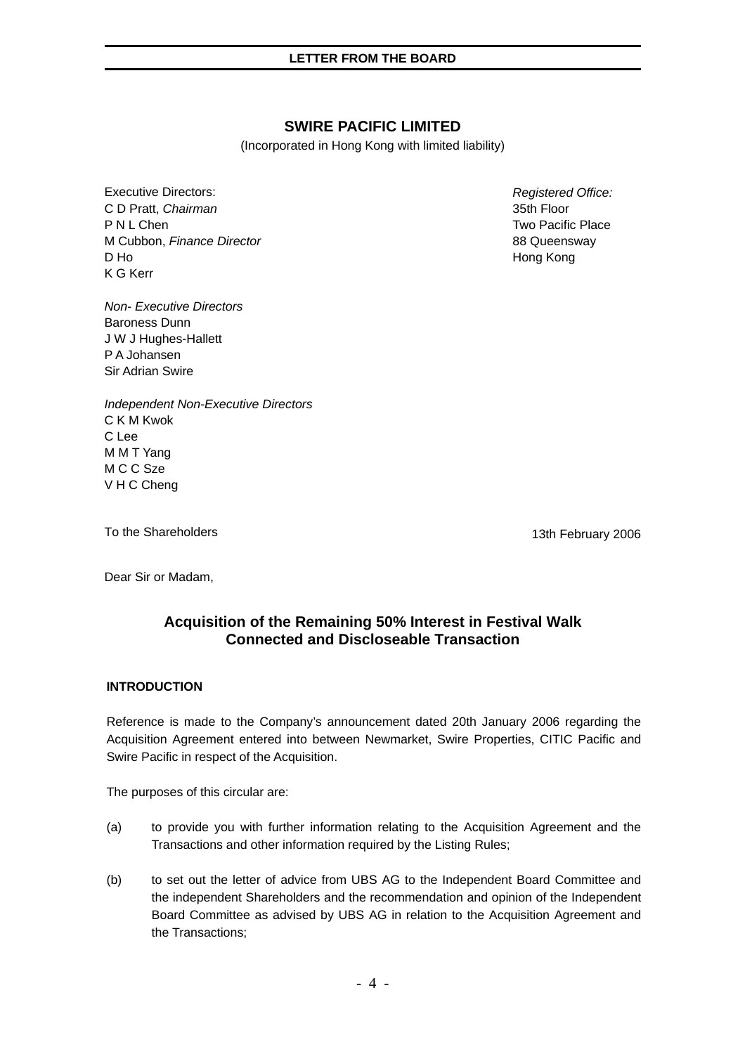# SWIRE PACIFIC LIMITED

(Incorporated in Hong Kong with limited liability)

Executive Directors:
C D Pratt, *Chairman*
P N L Chen
M Cubbon, *Finance Director*
D Ho
K G Kerr

*Registered Office:*
35th Floor
Two Pacific Place
88 Queensway
Hong Kong

*Non- Executive Directors*
Baroness Dunn
J W J Hughes-Hallett
P A Johansen
Sir Adrian Swire

*Independent Non-Executive Directors*
C K M Kwok
C Lee
M M T Yang
M C C Sze
V H C Cheng

To the Shareholders

13th February 2006

Dear Sir or Madam,

## Acquisition of the Remaining 50% Interest in Festival Walk Connected and Discloseable Transaction

### INTRODUCTION

Reference is made to the Company's announcement dated 20th January 2006 regarding the Acquisition Agreement entered into between Newmarket, Swire Properties, CITIC Pacific and Swire Pacific in respect of the Acquisition.

The purposes of this circular are:

(a) to provide you with further information relating to the Acquisition Agreement and the Transactions and other information required by the Listing Rules;

(b) to set out the letter of advice from UBS AG to the Independent Board Committee and the independent Shareholders and the recommendation and opinion of the Independent Board Committee as advised by UBS AG in relation to the Acquisition Agreement and the Transactions;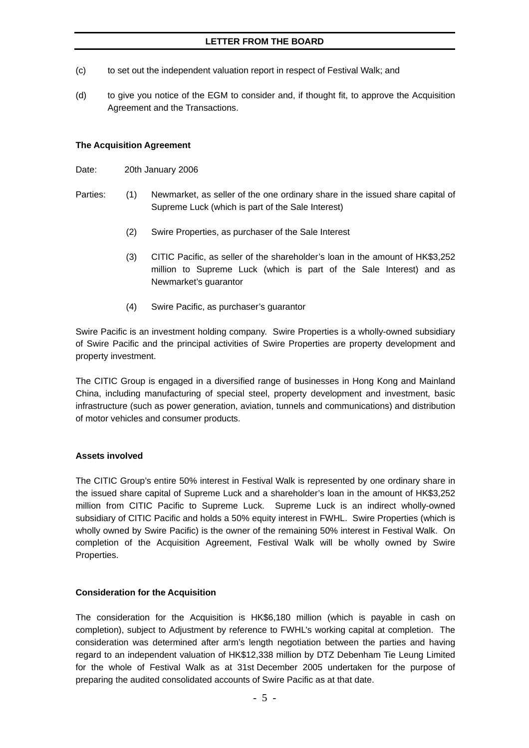(c) to set out the independent valuation report in respect of Festival Walk; and

(d) to give you notice of the EGM to consider and, if thought fit, to approve the Acquisition Agreement and the Transactions.

**The Acquisition Agreement**

Date: 20th January 2006

Parties:

(1) Newmarket, as seller of the one ordinary share in the issued share capital of Supreme Luck (which is part of the Sale Interest)

(2) Swire Properties, as purchaser of the Sale Interest

(3) CITIC Pacific, as seller of the shareholder's loan in the amount of HK$3,252 million to Supreme Luck (which is part of the Sale Interest) and as Newmarket's guarantor

(4) Swire Pacific, as purchaser's guarantor

Swire Pacific is an investment holding company. Swire Properties is a wholly-owned subsidiary of Swire Pacific and the principal activities of Swire Properties are property development and property investment.

The CITIC Group is engaged in a diversified range of businesses in Hong Kong and Mainland China, including manufacturing of special steel, property development and investment, basic infrastructure (such as power generation, aviation, tunnels and communications) and distribution of motor vehicles and consumer products.

**Assets involved**

The CITIC Group's entire 50% interest in Festival Walk is represented by one ordinary share in the issued share capital of Supreme Luck and a shareholder's loan in the amount of HK$3,252 million from CITIC Pacific to Supreme Luck. Supreme Luck is an indirect wholly-owned subsidiary of CITIC Pacific and holds a 50% equity interest in FWHL. Swire Properties (which is wholly owned by Swire Pacific) is the owner of the remaining 50% interest in Festival Walk. On completion of the Acquisition Agreement, Festival Walk will be wholly owned by Swire Properties.

**Consideration for the Acquisition**

The consideration for the Acquisition is HK$6,180 million (which is payable in cash on completion), subject to Adjustment by reference to FWHL's working capital at completion. The consideration was determined after arm's length negotiation between the parties and having regard to an independent valuation of HK$12,338 million by DTZ Debenham Tie Leung Limited for the whole of Festival Walk as at 31st December 2005 undertaken for the purpose of preparing the audited consolidated accounts of Swire Pacific as at that date.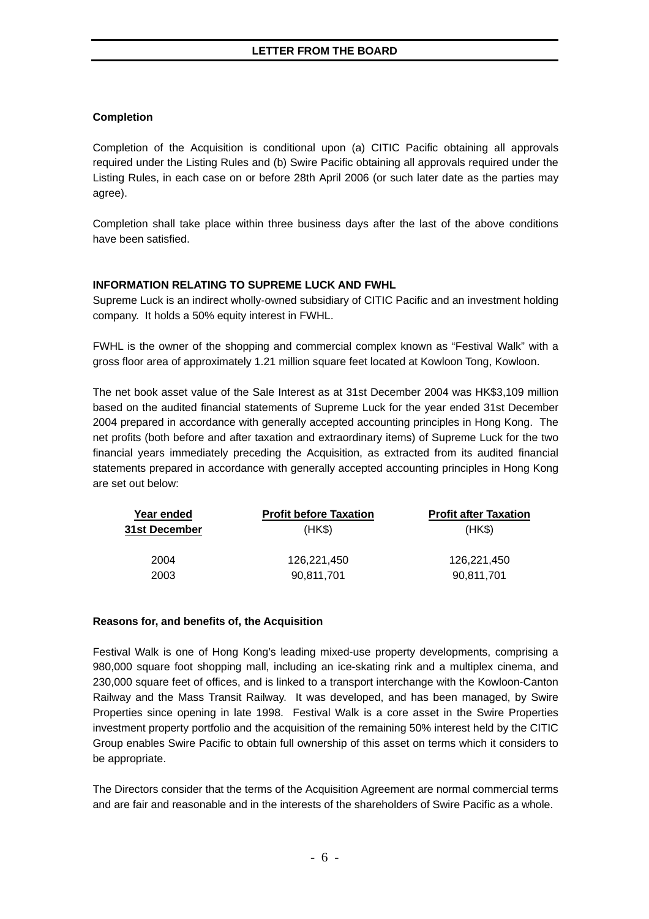**Completion**

Completion of the Acquisition is conditional upon (a) CITIC Pacific obtaining all approvals required under the Listing Rules and (b) Swire Pacific obtaining all approvals required under the Listing Rules, in each case on or before 28th April 2006 (or such later date as the parties may agree).

Completion shall take place within three business days after the last of the above conditions have been satisfied.

**INFORMATION RELATING TO SUPREME LUCK AND FWHL**

Supreme Luck is an indirect wholly-owned subsidiary of CITIC Pacific and an investment holding company. It holds a 50% equity interest in FWHL.

FWHL is the owner of the shopping and commercial complex known as "Festival Walk" with a gross floor area of approximately 1.21 million square feet located at Kowloon Tong, Kowloon.

The net book asset value of the Sale Interest as at 31st December 2004 was HK$3,109 million based on the audited financial statements of Supreme Luck for the year ended 31st December 2004 prepared in accordance with generally accepted accounting principles in Hong Kong. The net profits (both before and after taxation and extraordinary items) of Supreme Luck for the two financial years immediately preceding the Acquisition, as extracted from its audited financial statements prepared in accordance with generally accepted accounting principles in Hong Kong are set out below:

| Year ended 31st December | Profit before Taxation (HK$) | Profit after Taxation (HK$) |
|---|---|---|
| 2004 | 126,221,450 | 126,221,450 |
| 2003 | 90,811,701 | 90,811,701 |

**Reasons for, and benefits of, the Acquisition**

Festival Walk is one of Hong Kong's leading mixed-use property developments, comprising a 980,000 square foot shopping mall, including an ice-skating rink and a multiplex cinema, and 230,000 square feet of offices, and is linked to a transport interchange with the Kowloon-Canton Railway and the Mass Transit Railway. It was developed, and has been managed, by Swire Properties since opening in late 1998. Festival Walk is a core asset in the Swire Properties investment property portfolio and the acquisition of the remaining 50% interest held by the CITIC Group enables Swire Pacific to obtain full ownership of this asset on terms which it considers to be appropriate.

The Directors consider that the terms of the Acquisition Agreement are normal commercial terms and are fair and reasonable and in the interests of the shareholders of Swire Pacific as a whole.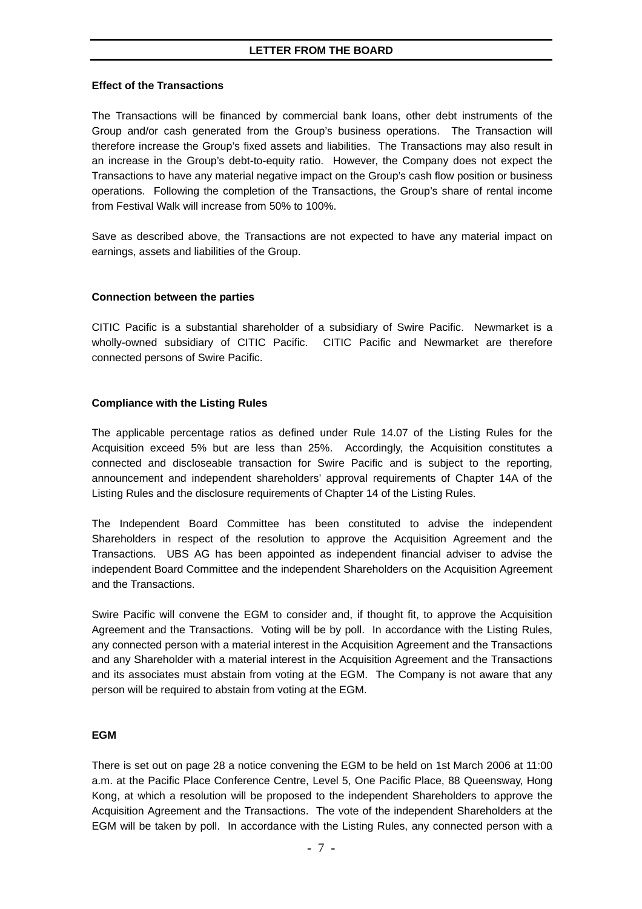**Effect of the Transactions**

The Transactions will be financed by commercial bank loans, other debt instruments of the Group and/or cash generated from the Group's business operations. The Transaction will therefore increase the Group's fixed assets and liabilities. The Transactions may also result in an increase in the Group's debt-to-equity ratio. However, the Company does not expect the Transactions to have any material negative impact on the Group's cash flow position or business operations. Following the completion of the Transactions, the Group's share of rental income from Festival Walk will increase from 50% to 100%.

Save as described above, the Transactions are not expected to have any material impact on earnings, assets and liabilities of the Group.

**Connection between the parties**

CITIC Pacific is a substantial shareholder of a subsidiary of Swire Pacific. Newmarket is a wholly-owned subsidiary of CITIC Pacific. CITIC Pacific and Newmarket are therefore connected persons of Swire Pacific.

**Compliance with the Listing Rules**

The applicable percentage ratios as defined under Rule 14.07 of the Listing Rules for the Acquisition exceed 5% but are less than 25%. Accordingly, the Acquisition constitutes a connected and discloseable transaction for Swire Pacific and is subject to the reporting, announcement and independent shareholders' approval requirements of Chapter 14A of the Listing Rules and the disclosure requirements of Chapter 14 of the Listing Rules.

The Independent Board Committee has been constituted to advise the independent Shareholders in respect of the resolution to approve the Acquisition Agreement and the Transactions. UBS AG has been appointed as independent financial adviser to advise the independent Board Committee and the independent Shareholders on the Acquisition Agreement and the Transactions.

Swire Pacific will convene the EGM to consider and, if thought fit, to approve the Acquisition Agreement and the Transactions. Voting will be by poll. In accordance with the Listing Rules, any connected person with a material interest in the Acquisition Agreement and the Transactions and any Shareholder with a material interest in the Acquisition Agreement and the Transactions and its associates must abstain from voting at the EGM. The Company is not aware that any person will be required to abstain from voting at the EGM.

**EGM**

There is set out on page 28 a notice convening the EGM to be held on 1st March 2006 at 11:00 a.m. at the Pacific Place Conference Centre, Level 5, One Pacific Place, 88 Queensway, Hong Kong, at which a resolution will be proposed to the independent Shareholders to approve the Acquisition Agreement and the Transactions. The vote of the independent Shareholders at the EGM will be taken by poll. In accordance with the Listing Rules, any connected person with a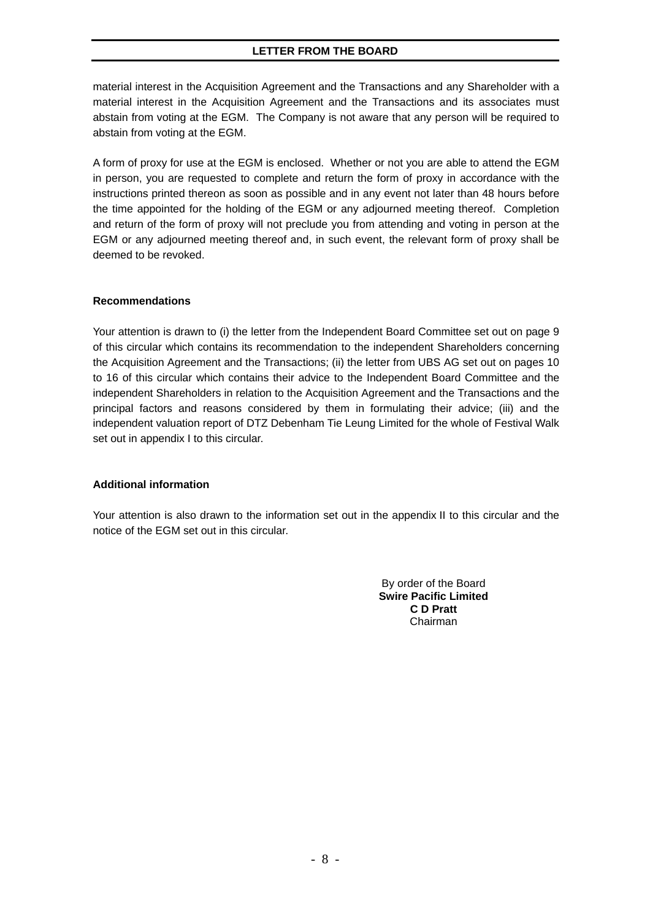material interest in the Acquisition Agreement and the Transactions and any Shareholder with a material interest in the Acquisition Agreement and the Transactions and its associates must abstain from voting at the EGM. The Company is not aware that any person will be required to abstain from voting at the EGM.

A form of proxy for use at the EGM is enclosed. Whether or not you are able to attend the EGM in person, you are requested to complete and return the form of proxy in accordance with the instructions printed thereon as soon as possible and in any event not later than 48 hours before the time appointed for the holding of the EGM or any adjourned meeting thereof. Completion and return of the form of proxy will not preclude you from attending and voting in person at the EGM or any adjourned meeting thereof and, in such event, the relevant form of proxy shall be deemed to be revoked.

**Recommendations**

Your attention is drawn to (i) the letter from the Independent Board Committee set out on page 9 of this circular which contains its recommendation to the independent Shareholders concerning the Acquisition Agreement and the Transactions; (ii) the letter from UBS AG set out on pages 10 to 16 of this circular which contains their advice to the Independent Board Committee and the independent Shareholders in relation to the Acquisition Agreement and the Transactions and the principal factors and reasons considered by them in formulating their advice; (iii) and the independent valuation report of DTZ Debenham Tie Leung Limited for the whole of Festival Walk set out in appendix I to this circular.

**Additional information**

Your attention is also drawn to the information set out in the appendix II to this circular and the notice of the EGM set out in this circular.

By order of the Board
**Swire Pacific Limited**
**C D Pratt**
Chairman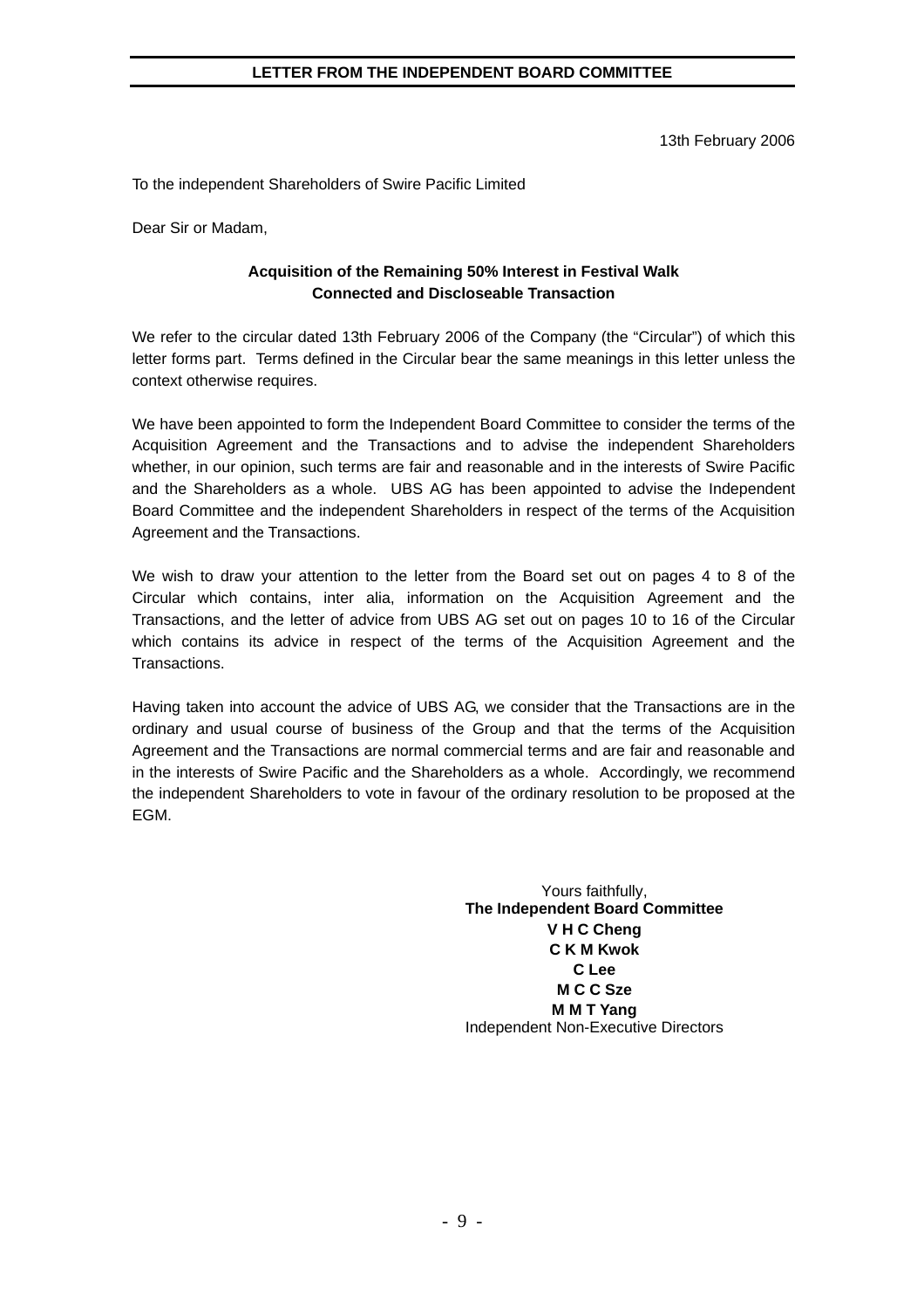# LETTER FROM THE INDEPENDENT BOARD COMMITTEE

13th February 2006

To the independent Shareholders of Swire Pacific Limited

Dear Sir or Madam,

**Acquisition of the Remaining 50% Interest in Festival Walk**
**Connected and Discloseable Transaction**

We refer to the circular dated 13th February 2006 of the Company (the "Circular") of which this letter forms part. Terms defined in the Circular bear the same meanings in this letter unless the context otherwise requires.

We have been appointed to form the Independent Board Committee to consider the terms of the Acquisition Agreement and the Transactions and to advise the independent Shareholders whether, in our opinion, such terms are fair and reasonable and in the interests of Swire Pacific and the Shareholders as a whole. UBS AG has been appointed to advise the Independent Board Committee and the independent Shareholders in respect of the terms of the Acquisition Agreement and the Transactions.

We wish to draw your attention to the letter from the Board set out on pages 4 to 8 of the Circular which contains, inter alia, information on the Acquisition Agreement and the Transactions, and the letter of advice from UBS AG set out on pages 10 to 16 of the Circular which contains its advice in respect of the terms of the Acquisition Agreement and the Transactions.

Having taken into account the advice of UBS AG, we consider that the Transactions are in the ordinary and usual course of business of the Group and that the terms of the Acquisition Agreement and the Transactions are normal commercial terms and are fair and reasonable and in the interests of Swire Pacific and the Shareholders as a whole. Accordingly, we recommend the independent Shareholders to vote in favour of the ordinary resolution to be proposed at the EGM.

Yours faithfully,
**The Independent Board Committee**
**V H C Cheng**
**C K M Kwok**
**C Lee**
**M C C Sze**
**M M T Yang**
Independent Non-Executive Directors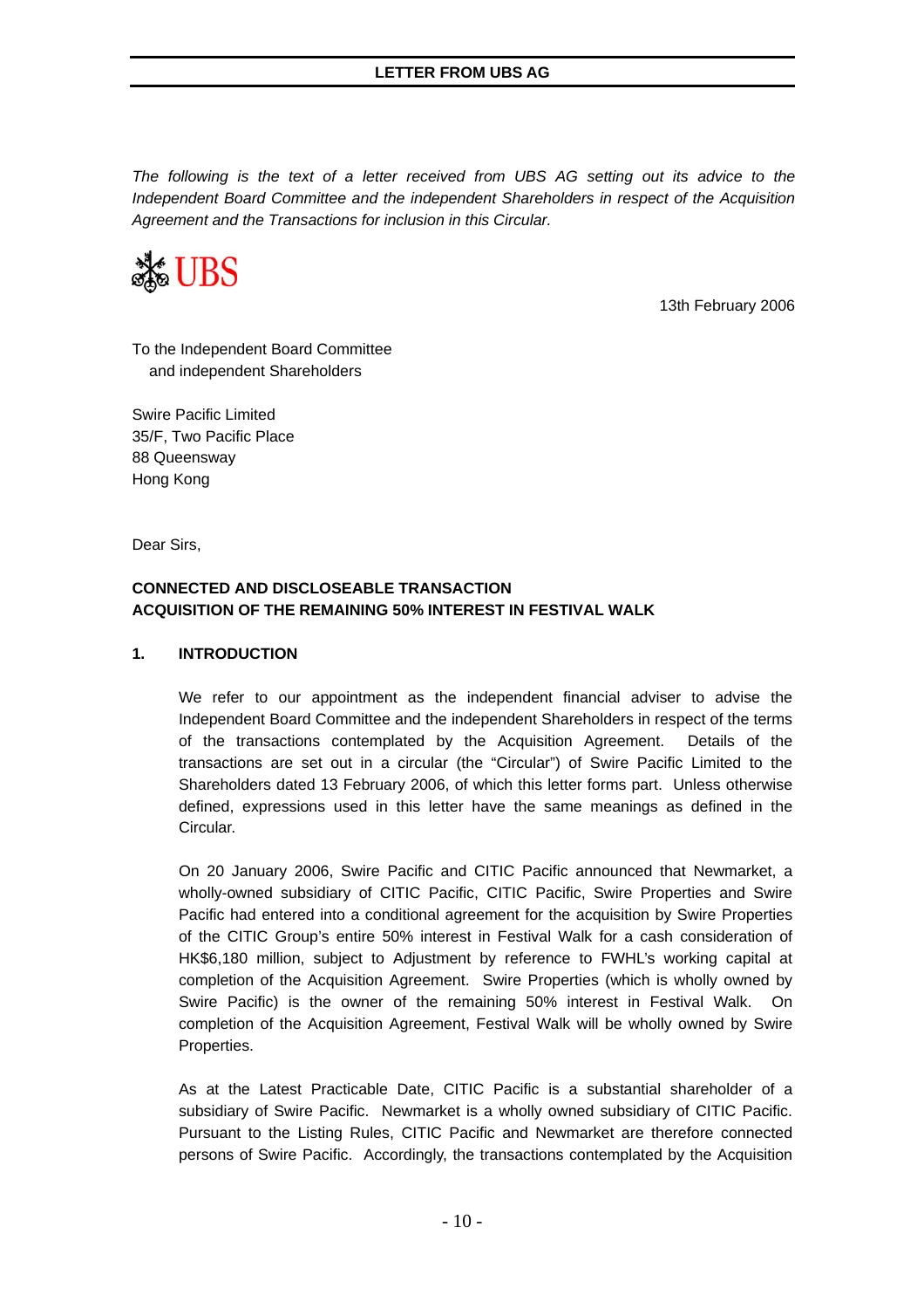# LETTER FROM UBS AG

*The following is the text of a letter received from UBS AG setting out its advice to the Independent Board Committee and the independent Shareholders in respect of the Acquisition Agreement and the Transactions for inclusion in this Circular.*

UBS

13th February 2006

To the Independent Board Committee
and independent Shareholders

Swire Pacific Limited
35/F, Two Pacific Place
88 Queensway
Hong Kong

Dear Sirs,

**CONNECTED AND DISCLOSEABLE TRANSACTION**
**ACQUISITION OF THE REMAINING 50% INTEREST IN FESTIVAL WALK**

## 1. INTRODUCTION

We refer to our appointment as the independent financial adviser to advise the Independent Board Committee and the independent Shareholders in respect of the terms of the transactions contemplated by the Acquisition Agreement. Details of the transactions are set out in a circular (the "Circular") of Swire Pacific Limited to the Shareholders dated 13 February 2006, of which this letter forms part. Unless otherwise defined, expressions used in this letter have the same meanings as defined in the Circular.

On 20 January 2006, Swire Pacific and CITIC Pacific announced that Newmarket, a wholly-owned subsidiary of CITIC Pacific, CITIC Pacific, Swire Properties and Swire Pacific had entered into a conditional agreement for the acquisition by Swire Properties of the CITIC Group's entire 50% interest in Festival Walk for a cash consideration of HK$6,180 million, subject to Adjustment by reference to FWHL's working capital at completion of the Acquisition Agreement. Swire Properties (which is wholly owned by Swire Pacific) is the owner of the remaining 50% interest in Festival Walk. On completion of the Acquisition Agreement, Festival Walk will be wholly owned by Swire Properties.

As at the Latest Practicable Date, CITIC Pacific is a substantial shareholder of a subsidiary of Swire Pacific. Newmarket is a wholly owned subsidiary of CITIC Pacific. Pursuant to the Listing Rules, CITIC Pacific and Newmarket are therefore connected persons of Swire Pacific. Accordingly, the transactions contemplated by the Acquisition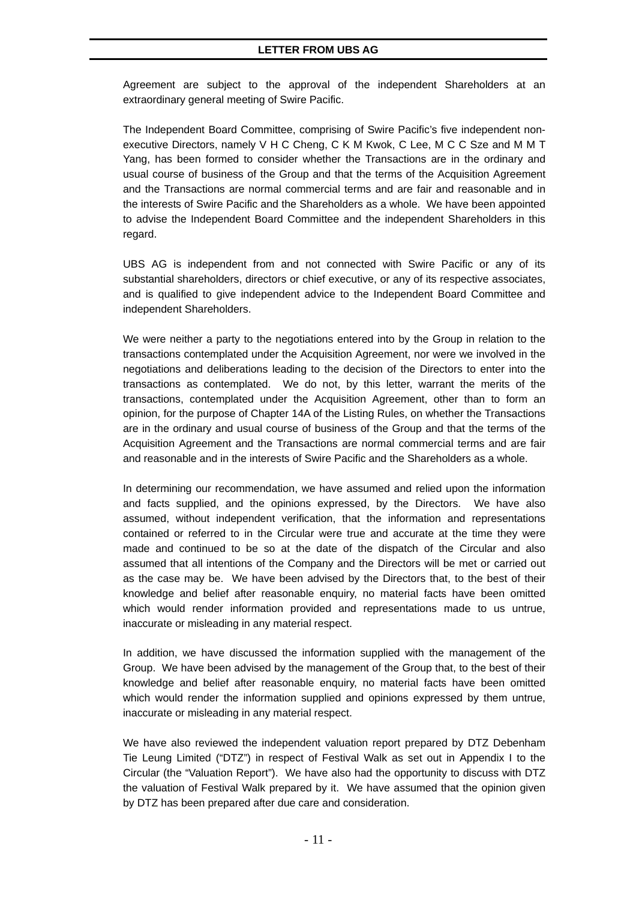Agreement are subject to the approval of the independent Shareholders at an extraordinary general meeting of Swire Pacific.

The Independent Board Committee, comprising of Swire Pacific's five independent non-executive Directors, namely V H C Cheng, C K M Kwok, C Lee, M C C Sze and M M T Yang, has been formed to consider whether the Transactions are in the ordinary and usual course of business of the Group and that the terms of the Acquisition Agreement and the Transactions are normal commercial terms and are fair and reasonable and in the interests of Swire Pacific and the Shareholders as a whole. We have been appointed to advise the Independent Board Committee and the independent Shareholders in this regard.

UBS AG is independent from and not connected with Swire Pacific or any of its substantial shareholders, directors or chief executive, or any of its respective associates, and is qualified to give independent advice to the Independent Board Committee and independent Shareholders.

We were neither a party to the negotiations entered into by the Group in relation to the transactions contemplated under the Acquisition Agreement, nor were we involved in the negotiations and deliberations leading to the decision of the Directors to enter into the transactions as contemplated. We do not, by this letter, warrant the merits of the transactions, contemplated under the Acquisition Agreement, other than to form an opinion, for the purpose of Chapter 14A of the Listing Rules, on whether the Transactions are in the ordinary and usual course of business of the Group and that the terms of the Acquisition Agreement and the Transactions are normal commercial terms and are fair and reasonable and in the interests of Swire Pacific and the Shareholders as a whole.

In determining our recommendation, we have assumed and relied upon the information and facts supplied, and the opinions expressed, by the Directors. We have also assumed, without independent verification, that the information and representations contained or referred to in the Circular were true and accurate at the time they were made and continued to be so at the date of the dispatch of the Circular and also assumed that all intentions of the Company and the Directors will be met or carried out as the case may be. We have been advised by the Directors that, to the best of their knowledge and belief after reasonable enquiry, no material facts have been omitted which would render information provided and representations made to us untrue, inaccurate or misleading in any material respect.

In addition, we have discussed the information supplied with the management of the Group. We have been advised by the management of the Group that, to the best of their knowledge and belief after reasonable enquiry, no material facts have been omitted which would render the information supplied and opinions expressed by them untrue, inaccurate or misleading in any material respect.

We have also reviewed the independent valuation report prepared by DTZ Debenham Tie Leung Limited ("DTZ") in respect of Festival Walk as set out in Appendix I to the Circular (the "Valuation Report"). We have also had the opportunity to discuss with DTZ the valuation of Festival Walk prepared by it. We have assumed that the opinion given by DTZ has been prepared after due care and consideration.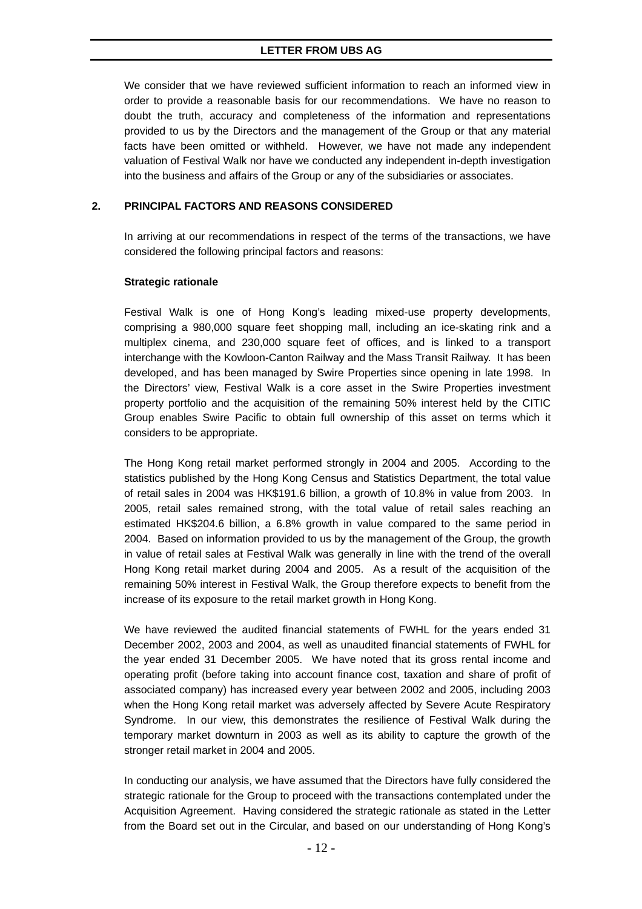We consider that we have reviewed sufficient information to reach an informed view in order to provide a reasonable basis for our recommendations. We have no reason to doubt the truth, accuracy and completeness of the information and representations provided to us by the Directors and the management of the Group or that any material facts have been omitted or withheld. However, we have not made any independent valuation of Festival Walk nor have we conducted any independent in-depth investigation into the business and affairs of the Group or any of the subsidiaries or associates.

## 2. PRINCIPAL FACTORS AND REASONS CONSIDERED

In arriving at our recommendations in respect of the terms of the transactions, we have considered the following principal factors and reasons:

**Strategic rationale**

Festival Walk is one of Hong Kong's leading mixed-use property developments, comprising a 980,000 square feet shopping mall, including an ice-skating rink and a multiplex cinema, and 230,000 square feet of offices, and is linked to a transport interchange with the Kowloon-Canton Railway and the Mass Transit Railway. It has been developed, and has been managed by Swire Properties since opening in late 1998. In the Directors' view, Festival Walk is a core asset in the Swire Properties investment property portfolio and the acquisition of the remaining 50% interest held by the CITIC Group enables Swire Pacific to obtain full ownership of this asset on terms which it considers to be appropriate.

The Hong Kong retail market performed strongly in 2004 and 2005. According to the statistics published by the Hong Kong Census and Statistics Department, the total value of retail sales in 2004 was HK$191.6 billion, a growth of 10.8% in value from 2003. In 2005, retail sales remained strong, with the total value of retail sales reaching an estimated HK$204.6 billion, a 6.8% growth in value compared to the same period in 2004. Based on information provided to us by the management of the Group, the growth in value of retail sales at Festival Walk was generally in line with the trend of the overall Hong Kong retail market during 2004 and 2005. As a result of the acquisition of the remaining 50% interest in Festival Walk, the Group therefore expects to benefit from the increase of its exposure to the retail market growth in Hong Kong.

We have reviewed the audited financial statements of FWHL for the years ended 31 December 2002, 2003 and 2004, as well as unaudited financial statements of FWHL for the year ended 31 December 2005. We have noted that its gross rental income and operating profit (before taking into account finance cost, taxation and share of profit of associated company) has increased every year between 2002 and 2005, including 2003 when the Hong Kong retail market was adversely affected by Severe Acute Respiratory Syndrome. In our view, this demonstrates the resilience of Festival Walk during the temporary market downturn in 2003 as well as its ability to capture the growth of the stronger retail market in 2004 and 2005.

In conducting our analysis, we have assumed that the Directors have fully considered the strategic rationale for the Group to proceed with the transactions contemplated under the Acquisition Agreement. Having considered the strategic rationale as stated in the Letter from the Board set out in the Circular, and based on our understanding of Hong Kong's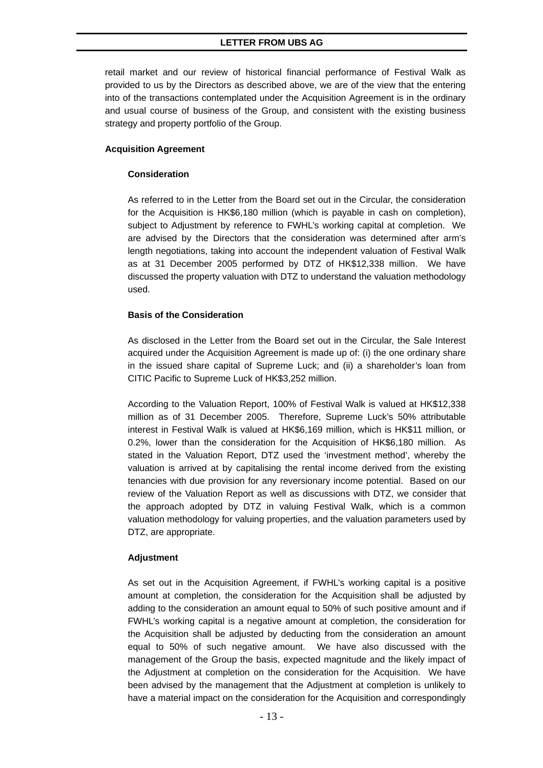retail market and our review of historical financial performance of Festival Walk as provided to us by the Directors as described above, we are of the view that the entering into of the transactions contemplated under the Acquisition Agreement is in the ordinary and usual course of business of the Group, and consistent with the existing business strategy and property portfolio of the Group.

**Acquisition Agreement**

**Consideration**

As referred to in the Letter from the Board set out in the Circular, the consideration for the Acquisition is HK$6,180 million (which is payable in cash on completion), subject to Adjustment by reference to FWHL's working capital at completion. We are advised by the Directors that the consideration was determined after arm's length negotiations, taking into account the independent valuation of Festival Walk as at 31 December 2005 performed by DTZ of HK$12,338 million. We have discussed the property valuation with DTZ to understand the valuation methodology used.

**Basis of the Consideration**

As disclosed in the Letter from the Board set out in the Circular, the Sale Interest acquired under the Acquisition Agreement is made up of: (i) the one ordinary share in the issued share capital of Supreme Luck; and (ii) a shareholder's loan from CITIC Pacific to Supreme Luck of HK$3,252 million.

According to the Valuation Report, 100% of Festival Walk is valued at HK$12,338 million as of 31 December 2005. Therefore, Supreme Luck's 50% attributable interest in Festival Walk is valued at HK$6,169 million, which is HK$11 million, or 0.2%, lower than the consideration for the Acquisition of HK$6,180 million. As stated in the Valuation Report, DTZ used the 'investment method', whereby the valuation is arrived at by capitalising the rental income derived from the existing tenancies with due provision for any reversionary income potential. Based on our review of the Valuation Report as well as discussions with DTZ, we consider that the approach adopted by DTZ in valuing Festival Walk, which is a common valuation methodology for valuing properties, and the valuation parameters used by DTZ, are appropriate.

**Adjustment**

As set out in the Acquisition Agreement, if FWHL's working capital is a positive amount at completion, the consideration for the Acquisition shall be adjusted by adding to the consideration an amount equal to 50% of such positive amount and if FWHL's working capital is a negative amount at completion, the consideration for the Acquisition shall be adjusted by deducting from the consideration an amount equal to 50% of such negative amount. We have also discussed with the management of the Group the basis, expected magnitude and the likely impact of the Adjustment at completion on the consideration for the Acquisition. We have been advised by the management that the Adjustment at completion is unlikely to have a material impact on the consideration for the Acquisition and correspondingly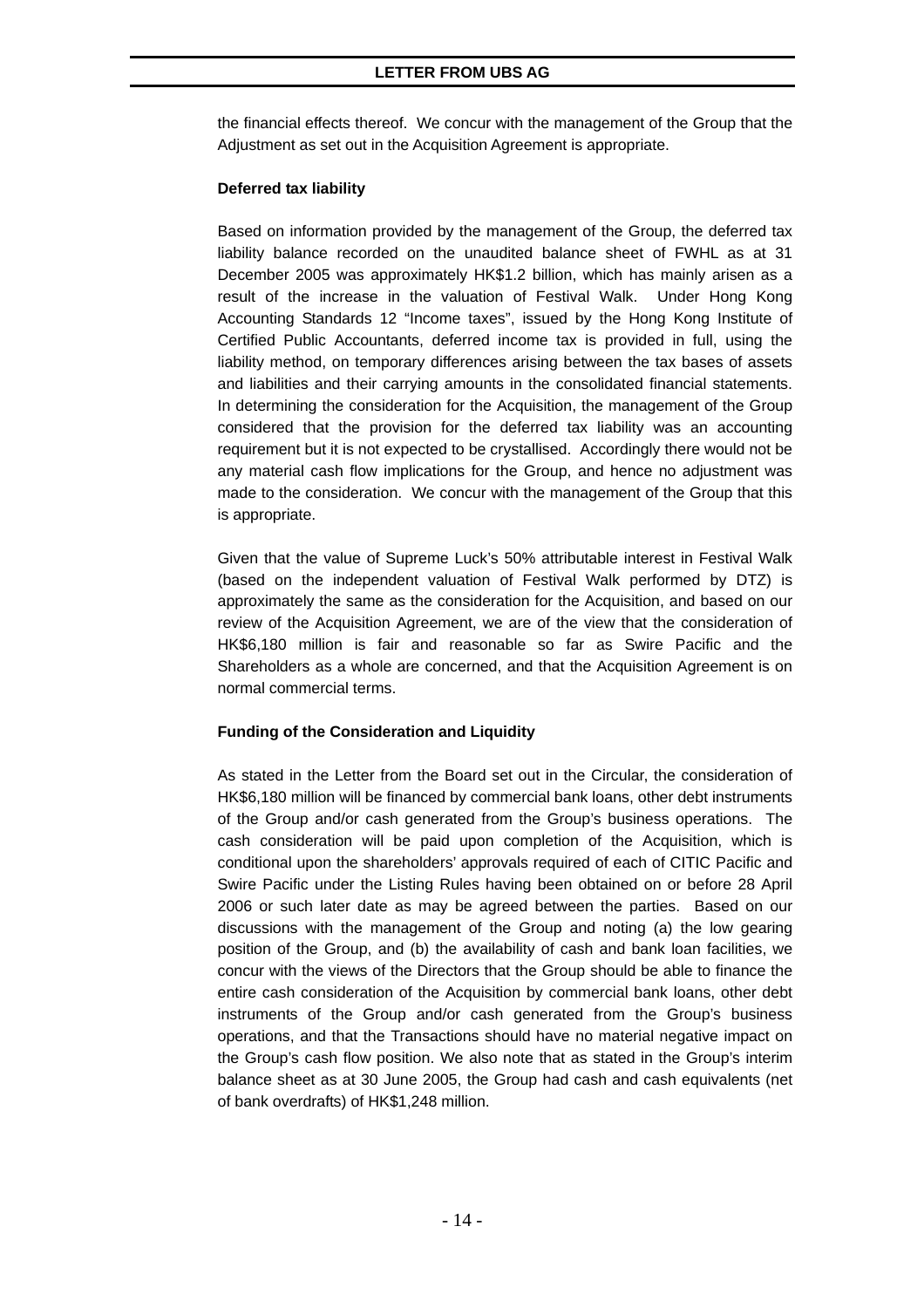the financial effects thereof. We concur with the management of the Group that the Adjustment as set out in the Acquisition Agreement is appropriate.

**Deferred tax liability**

Based on information provided by the management of the Group, the deferred tax liability balance recorded on the unaudited balance sheet of FWHL as at 31 December 2005 was approximately HK$1.2 billion, which has mainly arisen as a result of the increase in the valuation of Festival Walk. Under Hong Kong Accounting Standards 12 "Income taxes", issued by the Hong Kong Institute of Certified Public Accountants, deferred income tax is provided in full, using the liability method, on temporary differences arising between the tax bases of assets and liabilities and their carrying amounts in the consolidated financial statements. In determining the consideration for the Acquisition, the management of the Group considered that the provision for the deferred tax liability was an accounting requirement but it is not expected to be crystallised. Accordingly there would not be any material cash flow implications for the Group, and hence no adjustment was made to the consideration. We concur with the management of the Group that this is appropriate.

Given that the value of Supreme Luck's 50% attributable interest in Festival Walk (based on the independent valuation of Festival Walk performed by DTZ) is approximately the same as the consideration for the Acquisition, and based on our review of the Acquisition Agreement, we are of the view that the consideration of HK$6,180 million is fair and reasonable so far as Swire Pacific and the Shareholders as a whole are concerned, and that the Acquisition Agreement is on normal commercial terms.

**Funding of the Consideration and Liquidity**

As stated in the Letter from the Board set out in the Circular, the consideration of HK$6,180 million will be financed by commercial bank loans, other debt instruments of the Group and/or cash generated from the Group's business operations. The cash consideration will be paid upon completion of the Acquisition, which is conditional upon the shareholders' approvals required of each of CITIC Pacific and Swire Pacific under the Listing Rules having been obtained on or before 28 April 2006 or such later date as may be agreed between the parties. Based on our discussions with the management of the Group and noting (a) the low gearing position of the Group, and (b) the availability of cash and bank loan facilities, we concur with the views of the Directors that the Group should be able to finance the entire cash consideration of the Acquisition by commercial bank loans, other debt instruments of the Group and/or cash generated from the Group's business operations, and that the Transactions should have no material negative impact on the Group's cash flow position. We also note that as stated in the Group's interim balance sheet as at 30 June 2005, the Group had cash and cash equivalents (net of bank overdrafts) of HK$1,248 million.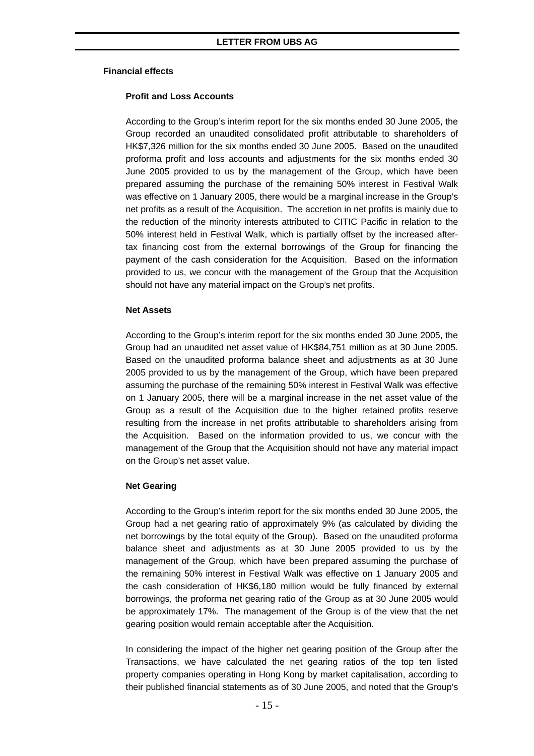## Financial effects

### Profit and Loss Accounts

According to the Group's interim report for the six months ended 30 June 2005, the Group recorded an unaudited consolidated profit attributable to shareholders of HK$7,326 million for the six months ended 30 June 2005. Based on the unaudited proforma profit and loss accounts and adjustments for the six months ended 30 June 2005 provided to us by the management of the Group, which have been prepared assuming the purchase of the remaining 50% interest in Festival Walk was effective on 1 January 2005, there would be a marginal increase in the Group's net profits as a result of the Acquisition. The accretion in net profits is mainly due to the reduction of the minority interests attributed to CITIC Pacific in relation to the 50% interest held in Festival Walk, which is partially offset by the increased after-tax financing cost from the external borrowings of the Group for financing the payment of the cash consideration for the Acquisition. Based on the information provided to us, we concur with the management of the Group that the Acquisition should not have any material impact on the Group's net profits.

### Net Assets

According to the Group's interim report for the six months ended 30 June 2005, the Group had an unaudited net asset value of HK$84,751 million as at 30 June 2005. Based on the unaudited proforma balance sheet and adjustments as at 30 June 2005 provided to us by the management of the Group, which have been prepared assuming the purchase of the remaining 50% interest in Festival Walk was effective on 1 January 2005, there will be a marginal increase in the net asset value of the Group as a result of the Acquisition due to the higher retained profits reserve resulting from the increase in net profits attributable to shareholders arising from the Acquisition. Based on the information provided to us, we concur with the management of the Group that the Acquisition should not have any material impact on the Group's net asset value.

### Net Gearing

According to the Group's interim report for the six months ended 30 June 2005, the Group had a net gearing ratio of approximately 9% (as calculated by dividing the net borrowings by the total equity of the Group). Based on the unaudited proforma balance sheet and adjustments as at 30 June 2005 provided to us by the management of the Group, which have been prepared assuming the purchase of the remaining 50% interest in Festival Walk was effective on 1 January 2005 and the cash consideration of HK$6,180 million would be fully financed by external borrowings, the proforma net gearing ratio of the Group as at 30 June 2005 would be approximately 17%. The management of the Group is of the view that the net gearing position would remain acceptable after the Acquisition.

In considering the impact of the higher net gearing position of the Group after the Transactions, we have calculated the net gearing ratios of the top ten listed property companies operating in Hong Kong by market capitalisation, according to their published financial statements as of 30 June 2005, and noted that the Group's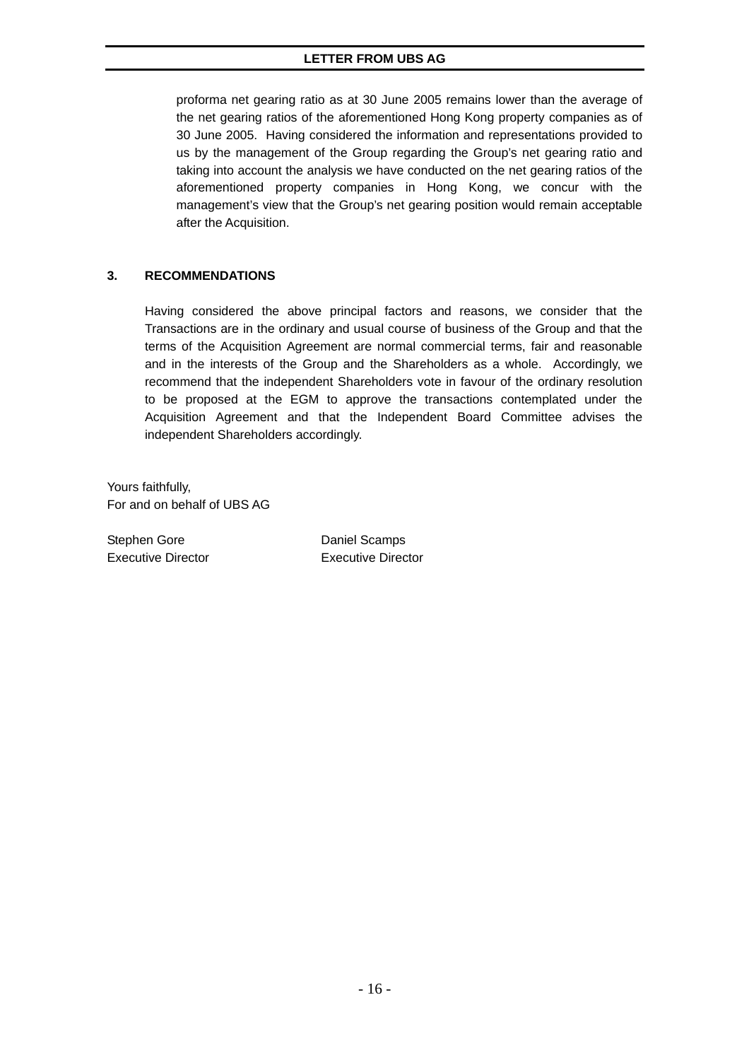proforma net gearing ratio as at 30 June 2005 remains lower than the average of the net gearing ratios of the aforementioned Hong Kong property companies as of 30 June 2005. Having considered the information and representations provided to us by the management of the Group regarding the Group's net gearing ratio and taking into account the analysis we have conducted on the net gearing ratios of the aforementioned property companies in Hong Kong, we concur with the management's view that the Group's net gearing position would remain acceptable after the Acquisition.

## 3. RECOMMENDATIONS

Having considered the above principal factors and reasons, we consider that the Transactions are in the ordinary and usual course of business of the Group and that the terms of the Acquisition Agreement are normal commercial terms, fair and reasonable and in the interests of the Group and the Shareholders as a whole. Accordingly, we recommend that the independent Shareholders vote in favour of the ordinary resolution to be proposed at the EGM to approve the transactions contemplated under the Acquisition Agreement and that the Independent Board Committee advises the independent Shareholders accordingly.

Yours faithfully,
For and on behalf of UBS AG

| Stephen Gore | Daniel Scamps |
|---|---|
| Executive Director | Executive Director |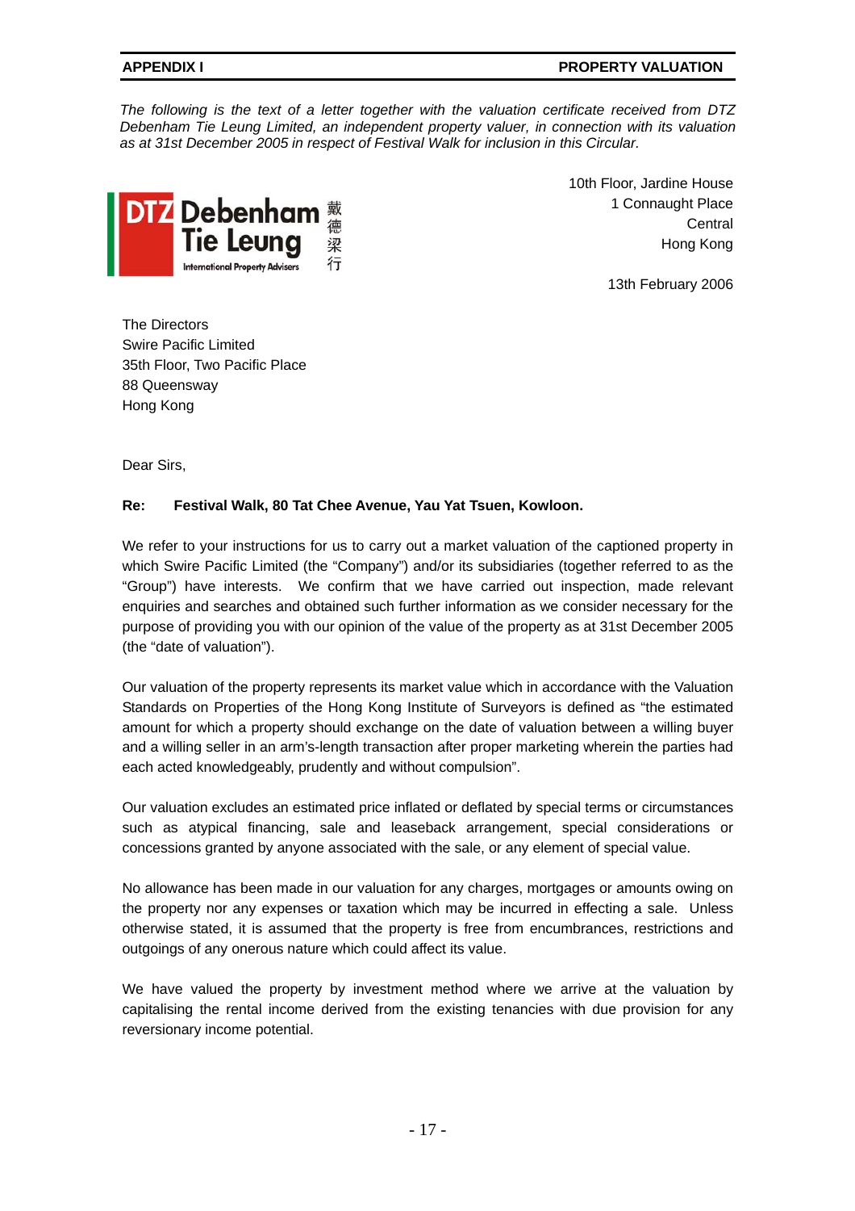**APPENDIX I** **PROPERTY VALUATION**

*The following is the text of a letter together with the valuation certificate received from DTZ Debenham Tie Leung Limited, an independent property valuer, in connection with its valuation as at 31st December 2005 in respect of Festival Walk for inclusion in this Circular.*

DTZ Debenham Tie Leung
International Property Advisors
戴德梁行

10th Floor, Jardine House
1 Connaught Place
Central
Hong Kong

13th February 2006

The Directors
Swire Pacific Limited
35th Floor, Two Pacific Place
88 Queensway
Hong Kong

Dear Sirs,

**Re: Festival Walk, 80 Tat Chee Avenue, Yau Yat Tsuen, Kowloon.**

We refer to your instructions for us to carry out a market valuation of the captioned property in which Swire Pacific Limited (the "Company") and/or its subsidiaries (together referred to as the "Group") have interests. We confirm that we have carried out inspection, made relevant enquiries and searches and obtained such further information as we consider necessary for the purpose of providing you with our opinion of the value of the property as at 31st December 2005 (the "date of valuation").

Our valuation of the property represents its market value which in accordance with the Valuation Standards on Properties of the Hong Kong Institute of Surveyors is defined as "the estimated amount for which a property should exchange on the date of valuation between a willing buyer and a willing seller in an arm's-length transaction after proper marketing wherein the parties had each acted knowledgeably, prudently and without compulsion".

Our valuation excludes an estimated price inflated or deflated by special terms or circumstances such as atypical financing, sale and leaseback arrangement, special considerations or concessions granted by anyone associated with the sale, or any element of special value.

No allowance has been made in our valuation for any charges, mortgages or amounts owing on the property nor any expenses or taxation which may be incurred in effecting a sale. Unless otherwise stated, it is assumed that the property is free from encumbrances, restrictions and outgoings of any onerous nature which could affect its value.

We have valued the property by investment method where we arrive at the valuation by capitalising the rental income derived from the existing tenancies with due provision for any reversionary income potential.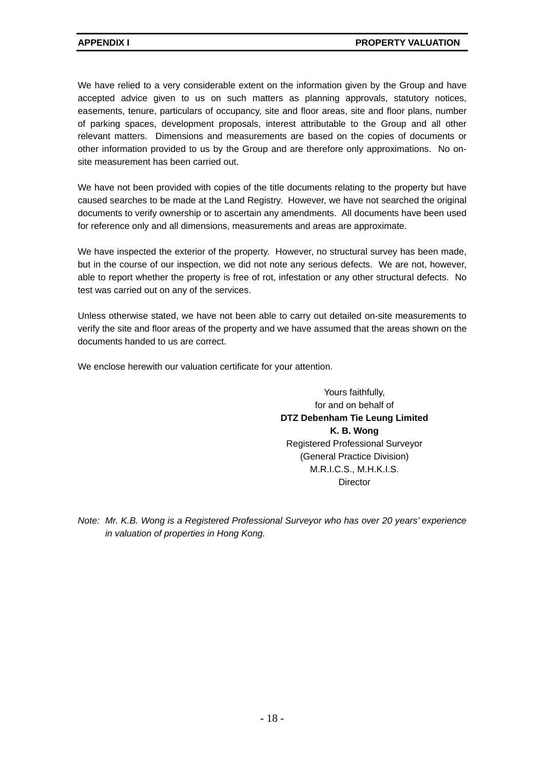We have relied to a very considerable extent on the information given by the Group and have accepted advice given to us on such matters as planning approvals, statutory notices, easements, tenure, particulars of occupancy, site and floor areas, site and floor plans, number of parking spaces, development proposals, interest attributable to the Group and all other relevant matters. Dimensions and measurements are based on the copies of documents or other information provided to us by the Group and are therefore only approximations. No on-site measurement has been carried out.

We have not been provided with copies of the title documents relating to the property but have caused searches to be made at the Land Registry. However, we have not searched the original documents to verify ownership or to ascertain any amendments. All documents have been used for reference only and all dimensions, measurements and areas are approximate.

We have inspected the exterior of the property. However, no structural survey has been made, but in the course of our inspection, we did not note any serious defects. We are not, however, able to report whether the property is free of rot, infestation or any other structural defects. No test was carried out on any of the services.

Unless otherwise stated, we have not been able to carry out detailed on-site measurements to verify the site and floor areas of the property and we have assumed that the areas shown on the documents handed to us are correct.

We enclose herewith our valuation certificate for your attention.

Yours faithfully,
for and on behalf of
**DTZ Debenham Tie Leung Limited**
**K. B. Wong**
Registered Professional Surveyor
(General Practice Division)
M.R.I.C.S., M.H.K.I.S.
Director

*Note: Mr. K.B. Wong is a Registered Professional Surveyor who has over 20 years' experience in valuation of properties in Hong Kong.*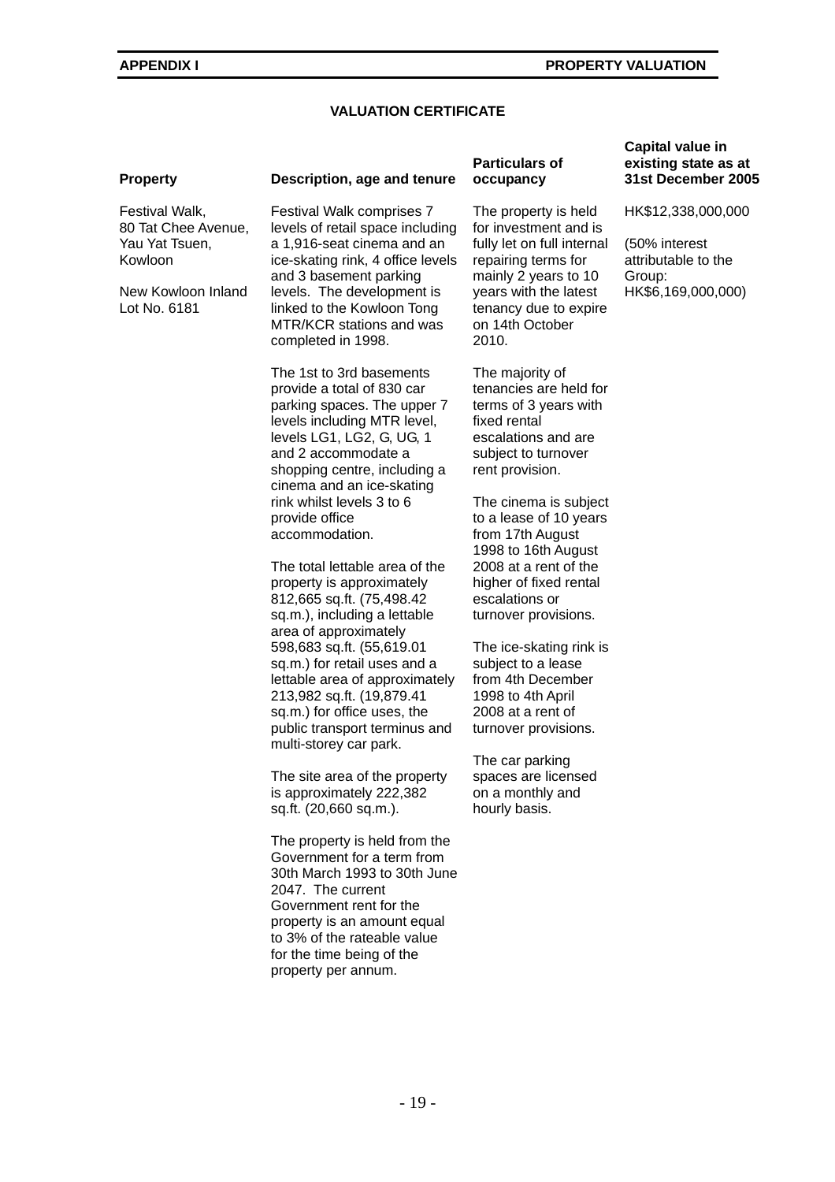## VALUATION CERTIFICATE

| Property | Description, age and tenure | Particulars of occupancy | Capital value in existing state as at 31st December 2005 |
|---|---|---|---|
| Festival Walk, 80 Tat Chee Avenue, Yau Yat Tsuen, Kowloon<br><br>New Kowloon Inland Lot No. 6181 | Festival Walk comprises 7 levels of retail space including a 1,916-seat cinema and an ice-skating rink, 4 office levels and 3 basement parking levels. The development is linked to the Kowloon Tong MTR/KCR stations and was completed in 1998.<br><br>The 1st to 3rd basements provide a total of 830 car parking spaces. The upper 7 levels including MTR level, levels LG1, LG2, G, UG, 1 and 2 accommodate a shopping centre, including a cinema and an ice-skating rink whilst levels 3 to 6 provide office accommodation.<br><br>The total lettable area of the property is approximately 812,665 sq.ft. (75,498.42 sq.m.), including a lettable area of approximately 598,683 sq.ft. (55,619.01 sq.m.) for retail uses and a lettable area of approximately 213,982 sq.ft. (19,879.41 sq.m.) for office uses, the public transport terminus and multi-storey car park.<br><br>The site area of the property is approximately 222,382 sq.ft. (20,660 sq.m.).<br><br>The property is held from the Government for a term from 30th March 1993 to 30th June 2047. The current Government rent for the property is an amount equal to 3% of the rateable value for the time being of the property per annum. | The property is held for investment and is fully let on full internal repairing terms for mainly 2 years to 10 years with the latest tenancy due to expire on 14th October 2010.<br><br>The majority of tenancies are held for terms of 3 years with fixed rental escalations and are subject to turnover rent provision.<br><br>The cinema is subject to a lease of 10 years from 17th August 1998 to 16th August 2008 at a rent of the higher of fixed rental escalations or turnover provisions.<br><br>The ice-skating rink is subject to a lease from 4th December 1998 to 4th April 2008 at a rent of turnover provisions.<br><br>The car parking spaces are licensed on a monthly and hourly basis. | HK$12,338,000,000<br><br>(50% interest attributable to the Group: HK$6,169,000,000) |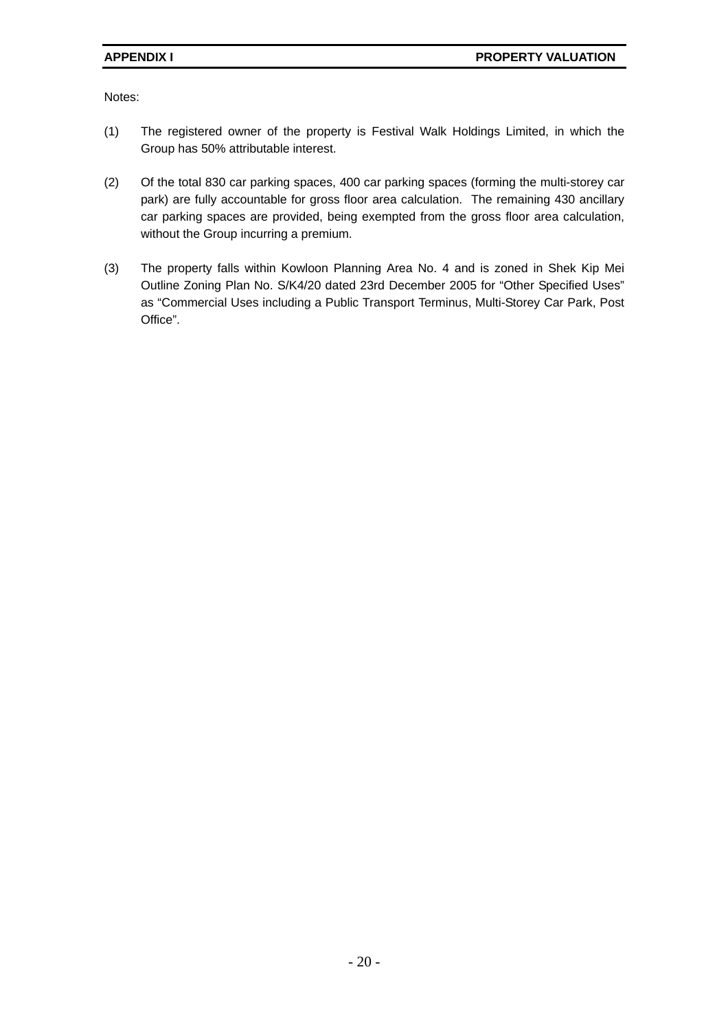Notes:

(1) The registered owner of the property is Festival Walk Holdings Limited, in which the Group has 50% attributable interest.

(2) Of the total 830 car parking spaces, 400 car parking spaces (forming the multi-storey car park) are fully accountable for gross floor area calculation. The remaining 430 ancillary car parking spaces are provided, being exempted from the gross floor area calculation, without the Group incurring a premium.

(3) The property falls within Kowloon Planning Area No. 4 and is zoned in Shek Kip Mei Outline Zoning Plan No. S/K4/20 dated 23rd December 2005 for "Other Specified Uses" as "Commercial Uses including a Public Transport Terminus, Multi-Storey Car Park, Post Office".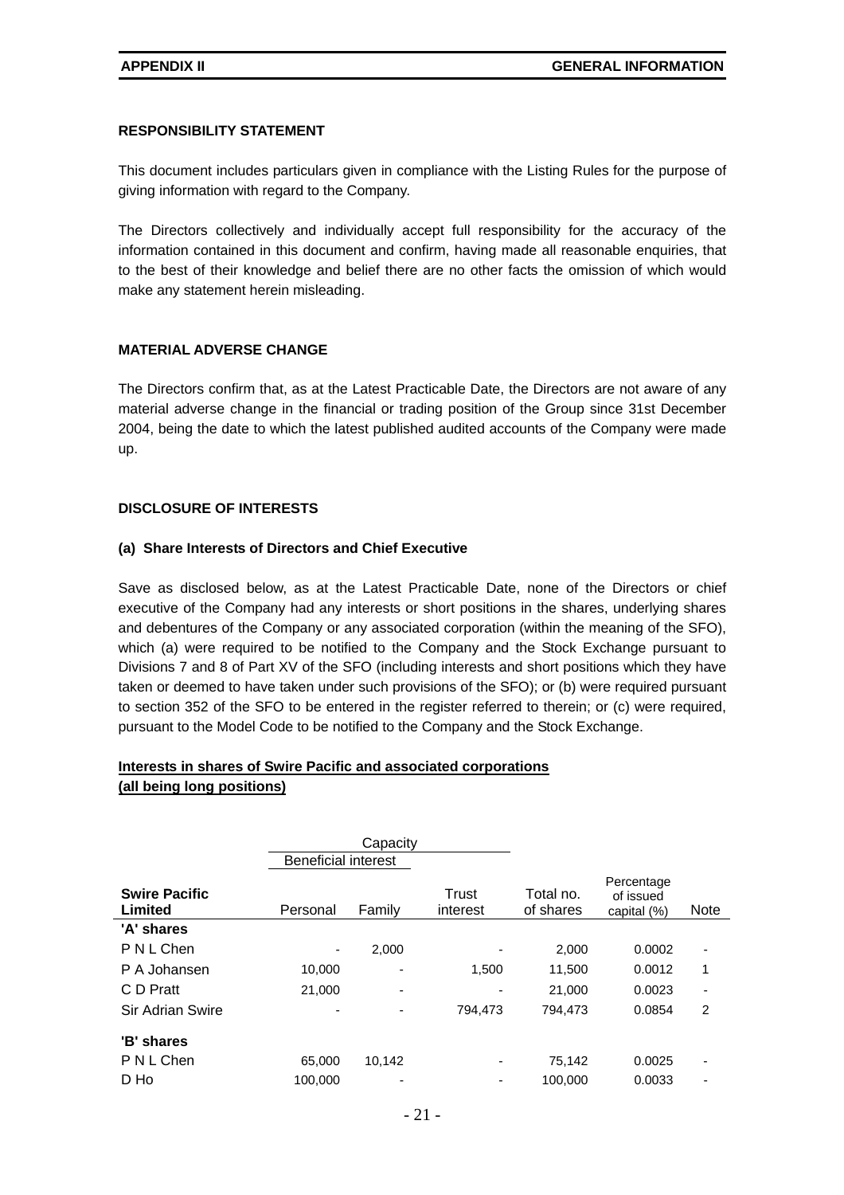**RESPONSIBILITY STATEMENT**

This document includes particulars given in compliance with the Listing Rules for the purpose of giving information with regard to the Company.

The Directors collectively and individually accept full responsibility for the accuracy of the information contained in this document and confirm, having made all reasonable enquiries, that to the best of their knowledge and belief there are no other facts the omission of which would make any statement herein misleading.

**MATERIAL ADVERSE CHANGE**

The Directors confirm that, as at the Latest Practicable Date, the Directors are not aware of any material adverse change in the financial or trading position of the Group since 31st December 2004, being the date to which the latest published audited accounts of the Company were made up.

**DISCLOSURE OF INTERESTS**

**(a) Share Interests of Directors and Chief Executive**

Save as disclosed below, as at the Latest Practicable Date, none of the Directors or chief executive of the Company had any interests or short positions in the shares, underlying shares and debentures of the Company or any associated corporation (within the meaning of the SFO), which (a) were required to be notified to the Company and the Stock Exchange pursuant to Divisions 7 and 8 of Part XV of the SFO (including interests and short positions which they have taken or deemed to have taken under such provisions of the SFO); or (b) were required pursuant to section 352 of the SFO to be entered in the register referred to therein; or (c) were required, pursuant to the Model Code to be notified to the Company and the Stock Exchange.

**Interests in shares of Swire Pacific and associated corporations (all being long positions)**

| | Capacity | | | | | |
|---|---|---|---|---|---|---|
| | Beneficial interest | | | | | |
| **Swire Pacific Limited** | Personal | Family | Trust interest | Total no. of shares | Percentage of issued capital (%) | Note |
| **'A' shares** | | | | | | |
| P N L Chen | - | 2,000 | - | 2,000 | 0.0002 | - |
| P A Johansen | 10,000 | - | 1,500 | 11,500 | 0.0012 | 1 |
| C D Pratt | 21,000 | - | - | 21,000 | 0.0023 | - |
| Sir Adrian Swire | - | - | 794,473 | 794,473 | 0.0854 | 2 |
| **'B' shares** | | | | | | |
| P N L Chen | 65,000 | 10,142 | - | 75,142 | 0.0025 | - |
| D Ho | 100,000 | - | - | 100,000 | 0.0033 | - |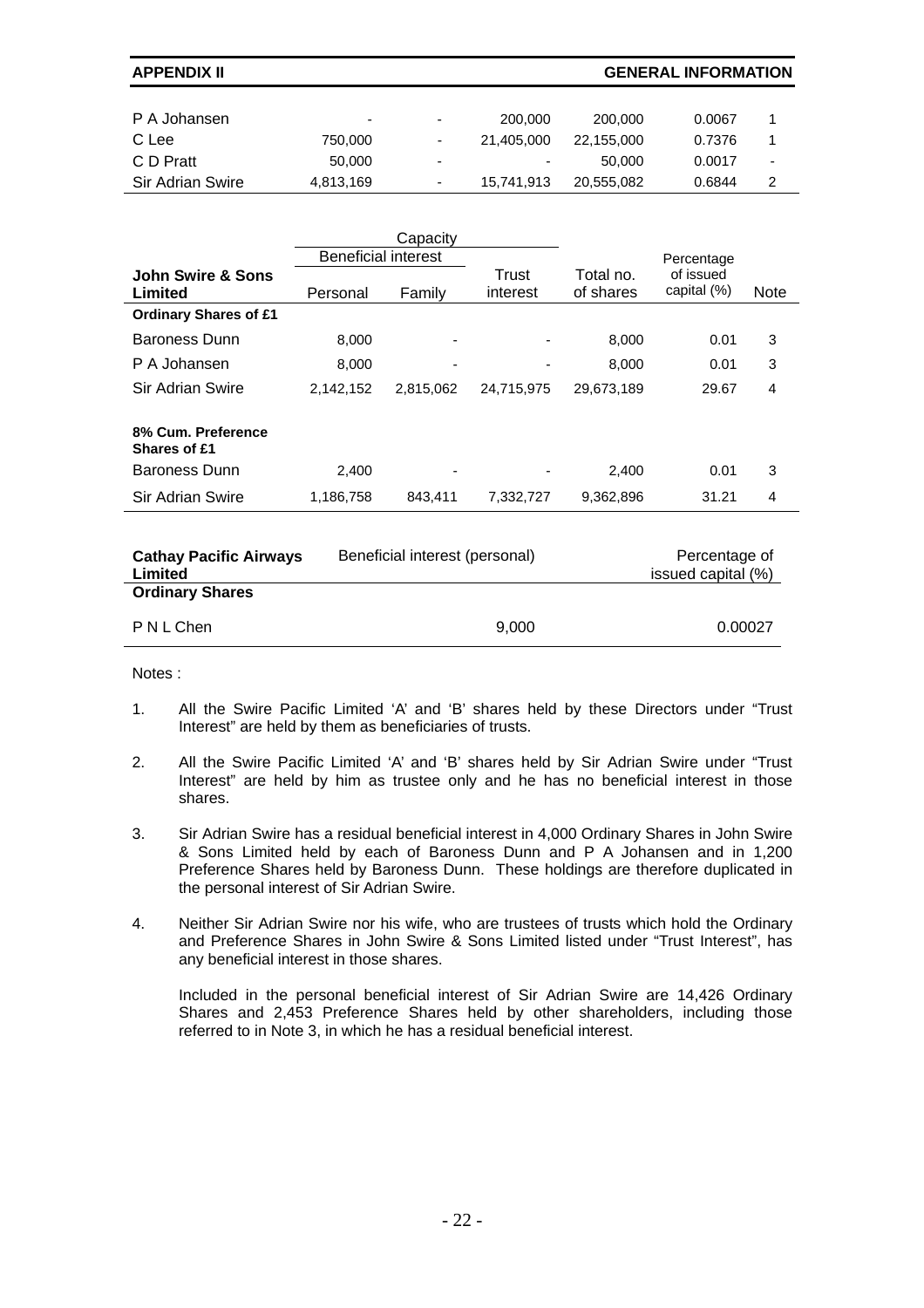| | | | | | | |
|---|---|---|---|---|---|---|
| P A Johansen | - | - | 200,000 | 200,000 | 0.0067 | 1 |
| C Lee | 750,000 | - | 21,405,000 | 22,155,000 | 0.7376 | 1 |
| C D Pratt | 50,000 | - | - | 50,000 | 0.0017 | - |
| Sir Adrian Swire | 4,813,169 | - | 15,741,913 | 20,555,082 | 0.6844 | 2 |

| | Capacity | | | | | |
|---|---|---|---|---|---|---|
| | Beneficial interest | | | | | |
| **John Swire & Sons Limited** | Personal | Family | Trust interest | Total no. of shares | Percentage of issued capital (%) | Note |
| **Ordinary Shares of £1** | | | | | | |
| Baroness Dunn | 8,000 | - | - | 8,000 | 0.01 | 3 |
| P A Johansen | 8,000 | - | - | 8,000 | 0.01 | 3 |
| Sir Adrian Swire | 2,142,152 | 2,815,062 | 24,715,975 | 29,673,189 | 29.67 | 4 |
| **8% Cum. Preference Shares of £1** | | | | | | |
| Baroness Dunn | 2,400 | - | - | 2,400 | 0.01 | 3 |
| Sir Adrian Swire | 1,186,758 | 843,411 | 7,332,727 | 9,362,896 | 31.21 | 4 |

| **Cathay Pacific Airways Limited** | Beneficial interest (personal) | Percentage of issued capital (%) |
|---|---|---|
| **Ordinary Shares** | | |
| P N L Chen | 9,000 | 0.00027 |

Notes :

1. All the Swire Pacific Limited 'A' and 'B' shares held by these Directors under "Trust Interest" are held by them as beneficiaries of trusts.

2. All the Swire Pacific Limited 'A' and 'B' shares held by Sir Adrian Swire under "Trust Interest" are held by him as trustee only and he has no beneficial interest in those shares.

3. Sir Adrian Swire has a residual beneficial interest in 4,000 Ordinary Shares in John Swire & Sons Limited held by each of Baroness Dunn and P A Johansen and in 1,200 Preference Shares held by Baroness Dunn. These holdings are therefore duplicated in the personal interest of Sir Adrian Swire.

4. Neither Sir Adrian Swire nor his wife, who are trustees of trusts which hold the Ordinary and Preference Shares in John Swire & Sons Limited listed under "Trust Interest", has any beneficial interest in those shares.

   Included in the personal beneficial interest of Sir Adrian Swire are 14,426 Ordinary Shares and 2,453 Preference Shares held by other shareholders, including those referred to in Note 3, in which he has a residual beneficial interest.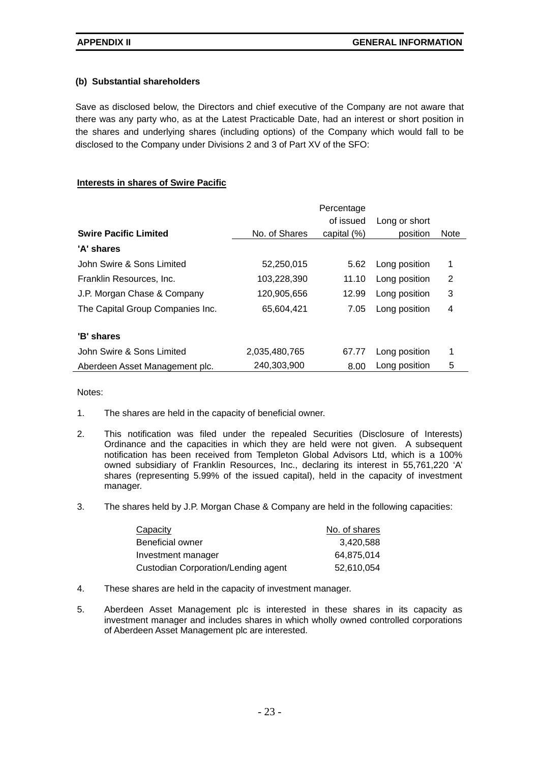### (b) Substantial shareholders

Save as disclosed below, the Directors and chief executive of the Company are not aware that there was any party who, as at the Latest Practicable Date, had an interest or short position in the shares and underlying shares (including options) of the Company which would fall to be disclosed to the Company under Divisions 2 and 3 of Part XV of the SFO:

**Interests in shares of Swire Pacific**

| Swire Pacific Limited | No. of Shares | Percentage of issued capital (%) | Long or short position | Note |
|---|---|---|---|---|
| **'A' shares** | | | | |
| John Swire & Sons Limited | 52,250,015 | 5.62 | Long position | 1 |
| Franklin Resources, Inc. | 103,228,390 | 11.10 | Long position | 2 |
| J.P. Morgan Chase & Company | 120,905,656 | 12.99 | Long position | 3 |
| The Capital Group Companies Inc. | 65,604,421 | 7.05 | Long position | 4 |
| **'B' shares** | | | | |
| John Swire & Sons Limited | 2,035,480,765 | 67.77 | Long position | 1 |
| Aberdeen Asset Management plc. | 240,303,900 | 8.00 | Long position | 5 |

Notes:

1. The shares are held in the capacity of beneficial owner.

2. This notification was filed under the repealed Securities (Disclosure of Interests) Ordinance and the capacities in which they are held were not given. A subsequent notification has been received from Templeton Global Advisors Ltd, which is a 100% owned subsidiary of Franklin Resources, Inc., declaring its interest in 55,761,220 'A' shares (representing 5.99% of the issued capital), held in the capacity of investment manager.

3. The shares held by J.P. Morgan Chase & Company are held in the following capacities:

| Capacity | No. of shares |
|---|---|
| Beneficial owner | 3,420,588 |
| Investment manager | 64,875,014 |
| Custodian Corporation/Lending agent | 52,610,054 |

4. These shares are held in the capacity of investment manager.

5. Aberdeen Asset Management plc is interested in these shares in its capacity as investment manager and includes shares in which wholly owned controlled corporations of Aberdeen Asset Management plc are interested.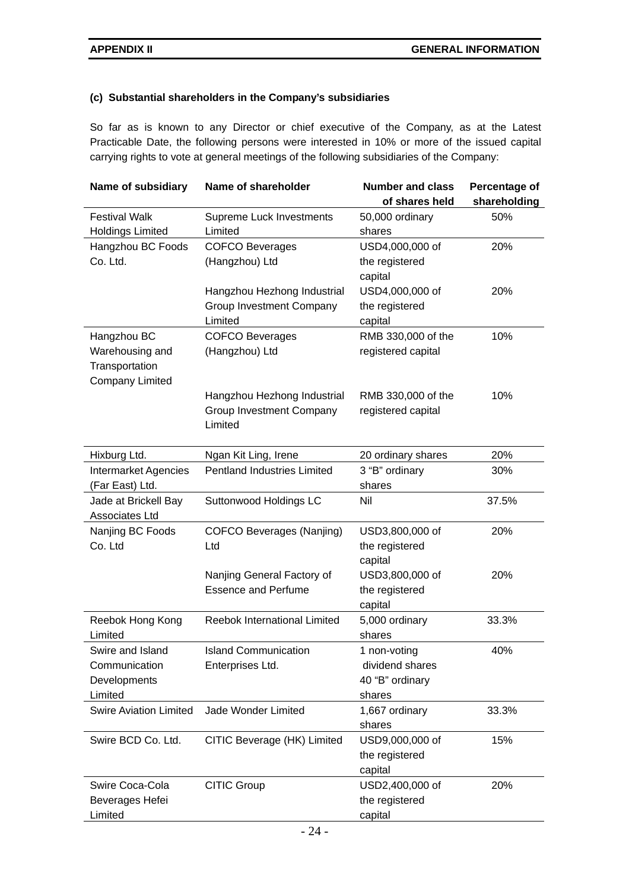### (c) Substantial shareholders in the Company's subsidiaries

So far as is known to any Director or chief executive of the Company, as at the Latest Practicable Date, the following persons were interested in 10% or more of the issued capital carrying rights to vote at general meetings of the following subsidiaries of the Company:

| Name of subsidiary | Name of shareholder | Number and class of shares held | Percentage of shareholding |
|---|---|---|---|
| Festival Walk Holdings Limited | Supreme Luck Investments Limited | 50,000 ordinary shares | 50% |
| Hangzhou BC Foods Co. Ltd. | COFCO Beverages (Hangzhou) Ltd | USD4,000,000 of the registered capital | 20% |
| | Hangzhou Hezhong Industrial Group Investment Company Limited | USD4,000,000 of the registered capital | 20% |
| Hangzhou BC Warehousing and Transportation Company Limited | COFCO Beverages (Hangzhou) Ltd | RMB 330,000 of the registered capital | 10% |
| | Hangzhou Hezhong Industrial Group Investment Company Limited | RMB 330,000 of the registered capital | 10% |
| Hixburg Ltd. | Ngan Kit Ling, Irene | 20 ordinary shares | 20% |
| Intermarket Agencies (Far East) Ltd. | Pentland Industries Limited | 3 "B" ordinary shares | 30% |
| Jade at Brickell Bay Associates Ltd | Suttonwood Holdings LC | Nil | 37.5% |
| Nanjing BC Foods Co. Ltd | COFCO Beverages (Nanjing) Ltd | USD3,800,000 of the registered capital | 20% |
| | Nanjing General Factory of Essence and Perfume | USD3,800,000 of the registered capital | 20% |
| Reebok Hong Kong Limited | Reebok International Limited | 5,000 ordinary shares | 33.3% |
| Swire and Island Communication Developments Limited | Island Communication Enterprises Ltd. | 1 non-voting dividend shares 40 "B" ordinary shares | 40% |
| Swire Aviation Limited | Jade Wonder Limited | 1,667 ordinary shares | 33.3% |
| Swire BCD Co. Ltd. | CITIC Beverage (HK) Limited | USD9,000,000 of the registered capital | 15% |
| Swire Coca-Cola Beverages Hefei Limited | CITIC Group | USD2,400,000 of the registered capital | 20% |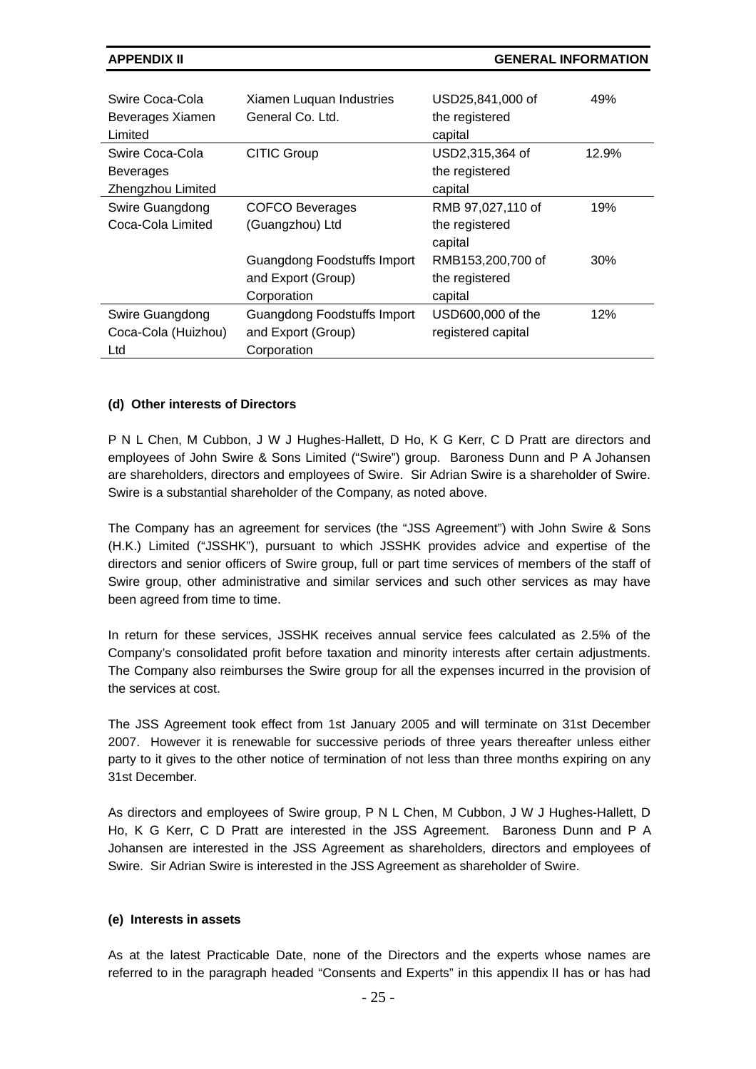| | | | |
|---|---|---|---|
| Swire Coca-Cola Beverages Xiamen Limited | Xiamen Luquan Industries General Co. Ltd. | USD25,841,000 of the registered capital | 49% |
| Swire Coca-Cola Beverages Zhengzhou Limited | CITIC Group | USD2,315,364 of the registered capital | 12.9% |
| Swire Guangdong Coca-Cola Limited | COFCO Beverages (Guangzhou) Ltd | RMB 97,027,110 of the registered capital | 19% |
| | Guangdong Foodstuffs Import and Export (Group) Corporation | RMB153,200,700 of the registered capital | 30% |
| Swire Guangdong Coca-Cola (Huizhou) Ltd | Guangdong Foodstuffs Import and Export (Group) Corporation | USD600,000 of the registered capital | 12% |

**(d) Other interests of Directors**

P N L Chen, M Cubbon, J W J Hughes-Hallett, D Ho, K G Kerr, C D Pratt are directors and employees of John Swire & Sons Limited ("Swire") group. Baroness Dunn and P A Johansen are shareholders, directors and employees of Swire. Sir Adrian Swire is a shareholder of Swire. Swire is a substantial shareholder of the Company, as noted above.

The Company has an agreement for services (the "JSS Agreement") with John Swire & Sons (H.K.) Limited ("JSSHK"), pursuant to which JSSHK provides advice and expertise of the directors and senior officers of Swire group, full or part time services of members of the staff of Swire group, other administrative and similar services and such other services as may have been agreed from time to time.

In return for these services, JSSHK receives annual service fees calculated as 2.5% of the Company's consolidated profit before taxation and minority interests after certain adjustments. The Company also reimburses the Swire group for all the expenses incurred in the provision of the services at cost.

The JSS Agreement took effect from 1st January 2005 and will terminate on 31st December 2007. However it is renewable for successive periods of three years thereafter unless either party to it gives to the other notice of termination of not less than three months expiring on any 31st December.

As directors and employees of Swire group, P N L Chen, M Cubbon, J W J Hughes-Hallett, D Ho, K G Kerr, C D Pratt are interested in the JSS Agreement. Baroness Dunn and P A Johansen are interested in the JSS Agreement as shareholders, directors and employees of Swire. Sir Adrian Swire is interested in the JSS Agreement as shareholder of Swire.

**(e) Interests in assets**

As at the latest Practicable Date, none of the Directors and the experts whose names are referred to in the paragraph headed "Consents and Experts" in this appendix II has or has had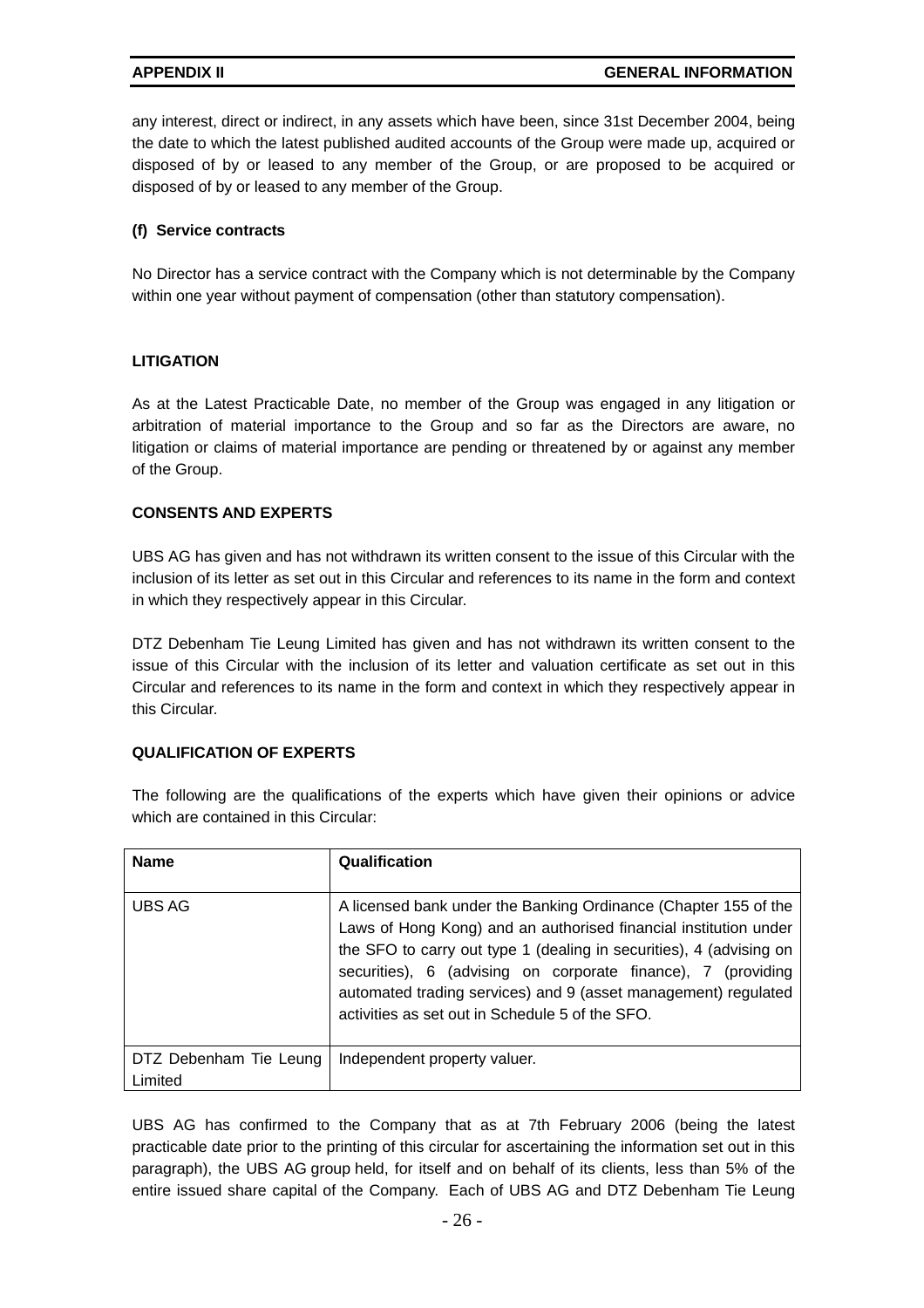any interest, direct or indirect, in any assets which have been, since 31st December 2004, being the date to which the latest published audited accounts of the Group were made up, acquired or disposed of by or leased to any member of the Group, or are proposed to be acquired or disposed of by or leased to any member of the Group.

**(f) Service contracts**

No Director has a service contract with the Company which is not determinable by the Company within one year without payment of compensation (other than statutory compensation).

## LITIGATION

As at the Latest Practicable Date, no member of the Group was engaged in any litigation or arbitration of material importance to the Group and so far as the Directors are aware, no litigation or claims of material importance are pending or threatened by or against any member of the Group.

## CONSENTS AND EXPERTS

UBS AG has given and has not withdrawn its written consent to the issue of this Circular with the inclusion of its letter as set out in this Circular and references to its name in the form and context in which they respectively appear in this Circular.

DTZ Debenham Tie Leung Limited has given and has not withdrawn its written consent to the issue of this Circular with the inclusion of its letter and valuation certificate as set out in this Circular and references to its name in the form and context in which they respectively appear in this Circular.

## QUALIFICATION OF EXPERTS

The following are the qualifications of the experts which have given their opinions or advice which are contained in this Circular:

| Name | Qualification |
|---|---|
| UBS AG | A licensed bank under the Banking Ordinance (Chapter 155 of the Laws of Hong Kong) and an authorised financial institution under the SFO to carry out type 1 (dealing in securities), 4 (advising on securities), 6 (advising on corporate finance), 7 (providing automated trading services) and 9 (asset management) regulated activities as set out in Schedule 5 of the SFO. |
| DTZ Debenham Tie Leung Limited | Independent property valuer. |

UBS AG has confirmed to the Company that as at 7th February 2006 (being the latest practicable date prior to the printing of this circular for ascertaining the information set out in this paragraph), the UBS AG group held, for itself and on behalf of its clients, less than 5% of the entire issued share capital of the Company. Each of UBS AG and DTZ Debenham Tie Leung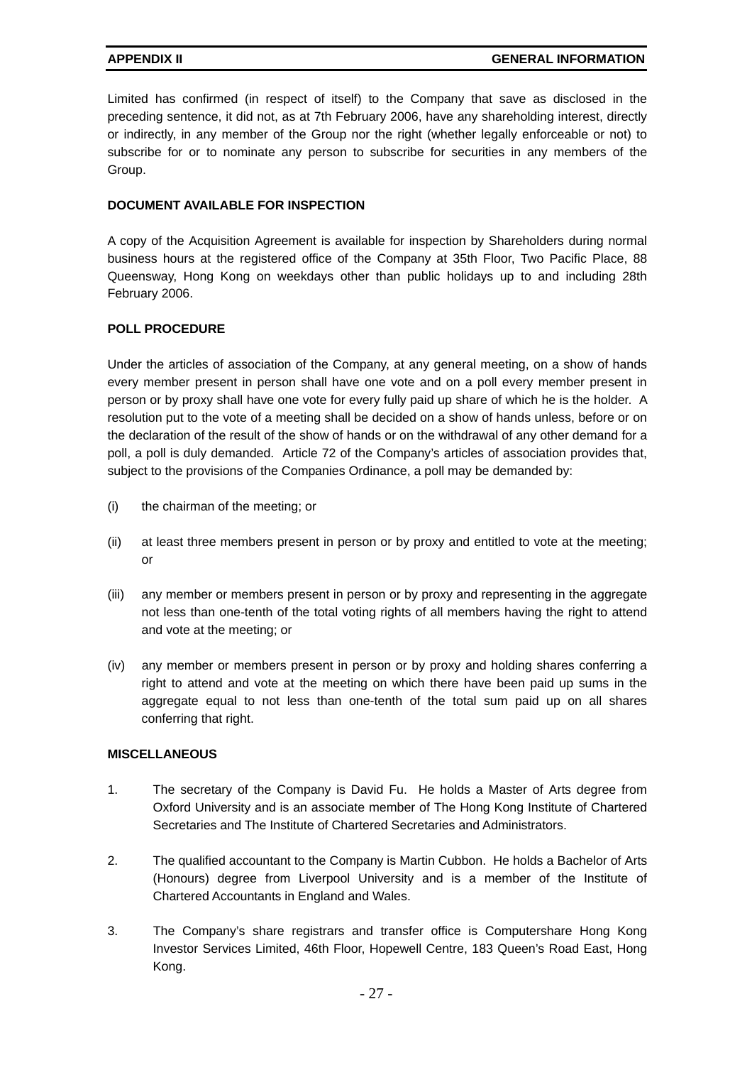Limited has confirmed (in respect of itself) to the Company that save as disclosed in the preceding sentence, it did not, as at 7th February 2006, have any shareholding interest, directly or indirectly, in any member of the Group nor the right (whether legally enforceable or not) to subscribe for or to nominate any person to subscribe for securities in any members of the Group.

**DOCUMENT AVAILABLE FOR INSPECTION**

A copy of the Acquisition Agreement is available for inspection by Shareholders during normal business hours at the registered office of the Company at 35th Floor, Two Pacific Place, 88 Queensway, Hong Kong on weekdays other than public holidays up to and including 28th February 2006.

**POLL PROCEDURE**

Under the articles of association of the Company, at any general meeting, on a show of hands every member present in person shall have one vote and on a poll every member present in person or by proxy shall have one vote for every fully paid up share of which he is the holder. A resolution put to the vote of a meeting shall be decided on a show of hands unless, before or on the declaration of the result of the show of hands or on the withdrawal of any other demand for a poll, a poll is duly demanded. Article 72 of the Company's articles of association provides that, subject to the provisions of the Companies Ordinance, a poll may be demanded by:

(i) the chairman of the meeting; or

(ii) at least three members present in person or by proxy and entitled to vote at the meeting; or

(iii) any member or members present in person or by proxy and representing in the aggregate not less than one-tenth of the total voting rights of all members having the right to attend and vote at the meeting; or

(iv) any member or members present in person or by proxy and holding shares conferring a right to attend and vote at the meeting on which there have been paid up sums in the aggregate equal to not less than one-tenth of the total sum paid up on all shares conferring that right.

**MISCELLANEOUS**

1. The secretary of the Company is David Fu. He holds a Master of Arts degree from Oxford University and is an associate member of The Hong Kong Institute of Chartered Secretaries and The Institute of Chartered Secretaries and Administrators.

2. The qualified accountant to the Company is Martin Cubbon. He holds a Bachelor of Arts (Honours) degree from Liverpool University and is a member of the Institute of Chartered Accountants in England and Wales.

3. The Company's share registrars and transfer office is Computershare Hong Kong Investor Services Limited, 46th Floor, Hopewell Centre, 183 Queen's Road East, Hong Kong.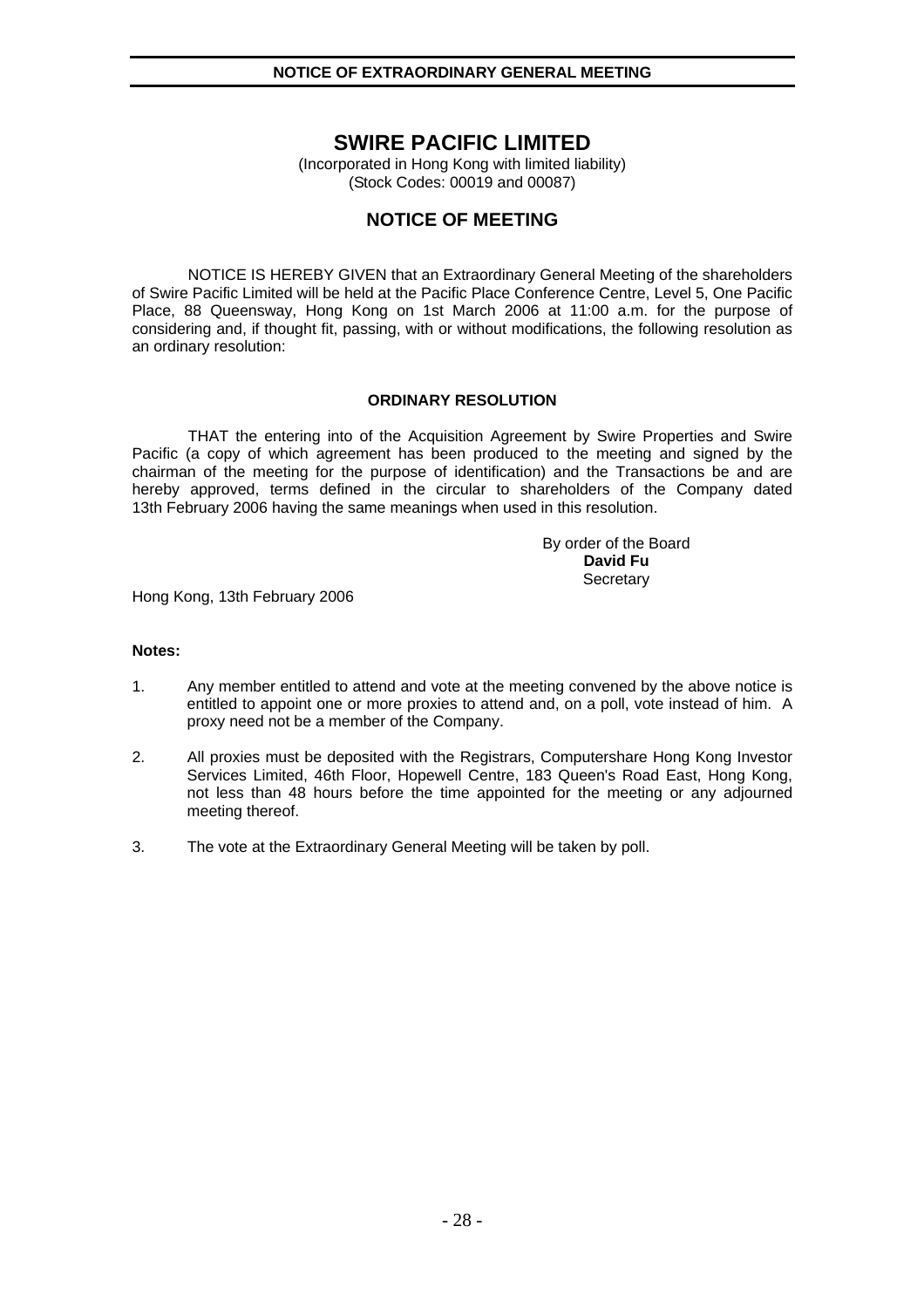# NOTICE OF EXTRAORDINARY GENERAL MEETING

# SWIRE PACIFIC LIMITED

(Incorporated in Hong Kong with limited liability)
(Stock Codes: 00019 and 00087)

## NOTICE OF MEETING

NOTICE IS HEREBY GIVEN that an Extraordinary General Meeting of the shareholders of Swire Pacific Limited will be held at the Pacific Place Conference Centre, Level 5, One Pacific Place, 88 Queensway, Hong Kong on 1st March 2006 at 11:00 a.m. for the purpose of considering and, if thought fit, passing, with or without modifications, the following resolution as an ordinary resolution:

### ORDINARY RESOLUTION

THAT the entering into of the Acquisition Agreement by Swire Properties and Swire Pacific (a copy of which agreement has been produced to the meeting and signed by the chairman of the meeting for the purpose of identification) and the Transactions be and are hereby approved, terms defined in the circular to shareholders of the Company dated 13th February 2006 having the same meanings when used in this resolution.

By order of the Board
**David Fu**
Secretary

Hong Kong, 13th February 2006

**Notes:**

1. Any member entitled to attend and vote at the meeting convened by the above notice is entitled to appoint one or more proxies to attend and, on a poll, vote instead of him. A proxy need not be a member of the Company.

2. All proxies must be deposited with the Registrars, Computershare Hong Kong Investor Services Limited, 46th Floor, Hopewell Centre, 183 Queen's Road East, Hong Kong, not less than 48 hours before the time appointed for the meeting or any adjourned meeting thereof.

3. The vote at the Extraordinary General Meeting will be taken by poll.